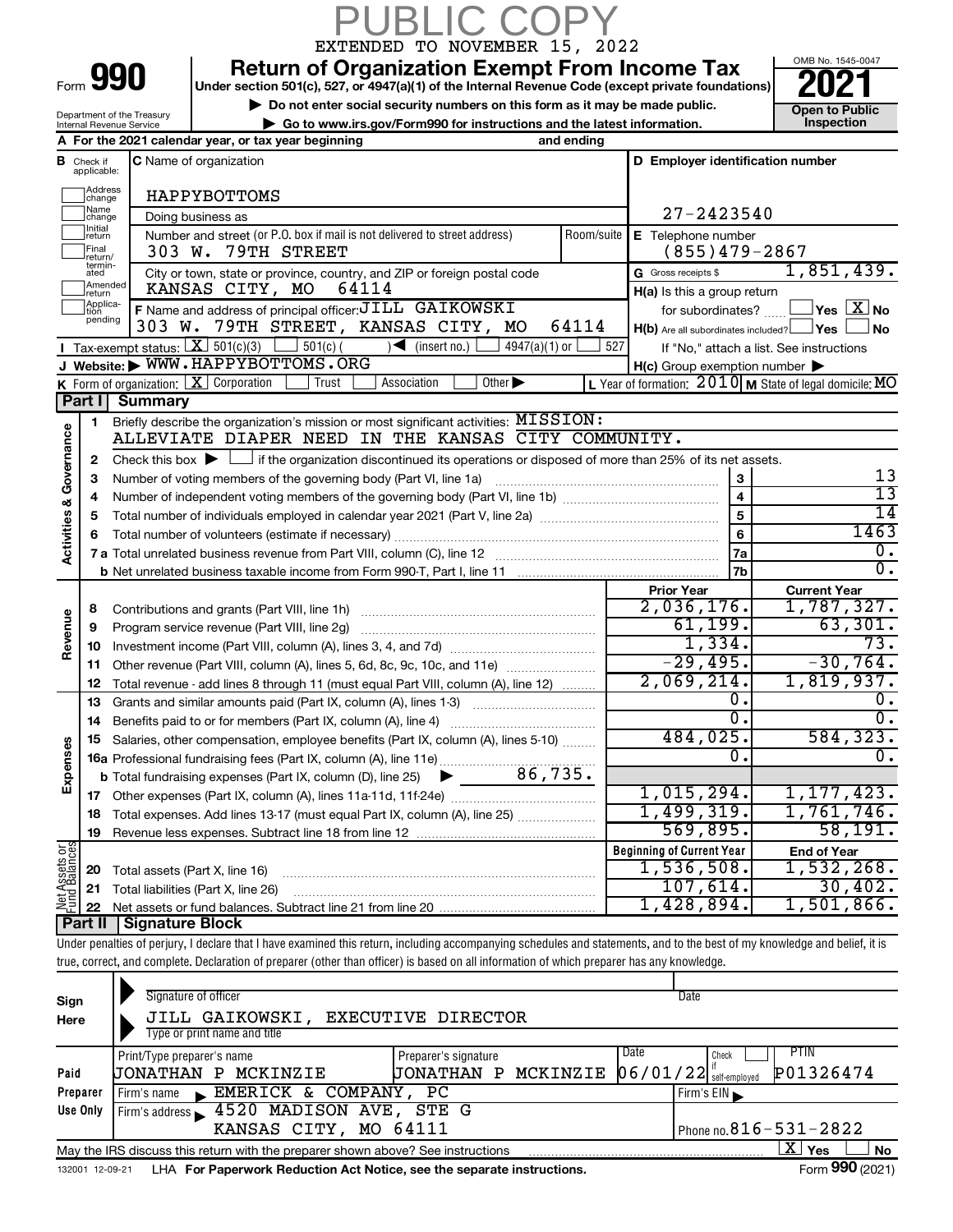PUBLIC COPY

EXTENDED TO NOVEMBER 15, 2022

Form **990**

# Return of Organization Exempt From Income Tax

**Under section 501(c), 527, or 4947(a)(1) of the Internal Revenue Code (except private foundations)**

▶ Do not enter social security numbers on this form as it may be made public.

▶ Go to www.irs.gov/Form990 for instructions and the latest information.

OMB No. 1545-0047

**2021**

**Open to Public Inspection**

Department of the Treasury
Internal Revenue Service

**A** For the 2021 calendar year, or tax year beginning and ending

**B** Check if applicable: Address change, Name change, Initial return, Final return/terminated, Amended return, Application pending

**C** Name of organization: HAPPYBOTTOMS

Doing business as

Number and street (or P.O. box if mail is not delivered to street address) Room/suite: 303 W. 79TH STREET

City or town, state or province, country, and ZIP or foreign postal code: KANSAS CITY, MO 64114

**D** Employer identification number: 27-2423540

**E** Telephone number: (855)479-2867

**G** Gross receipts $ 1,851,439.

**F** Name and address of principal officer: JILL GAIKOWSKI, 303 W. 79TH STREET, KANSAS CITY, MO 64114

**H(a)** Is this a group return for subordinates? ☐ Yes ☒ No

**H(b)** Are all subordinates included? ☐ Yes ☐ No — If "No," attach a list. See instructions

**I** Tax-exempt status: ☒ 501(c)(3) ☐ 501(c) ( ) ◀ (insert no.) ☐ 4947(a)(1) or ☐ 527

**J** Website: ▶ WWW.HAPPYBOTTOMS.ORG

**H(c)** Group exemption number ▶

**K** Form of organization: ☒ Corporation ☐ Trust ☐ Association ☐ Other ▶

**L** Year of formation: 2010 **M** State of legal domicile: MO

## Part I Summary

**Activities & Governance**

1. Briefly describe the organization's mission or most significant activities: MISSION: ALLEVIATE DIAPER NEED IN THE KANSAS CITY COMMUNITY.
2. Check this box ▶ ☐ if the organization discontinued its operations or disposed of more than 25% of its net assets.

| | | | |
|---|---|---|---|
| 3 | Number of voting members of the governing body (Part VI, line 1a) | 3 | 13 |
| 4 | Number of independent voting members of the governing body (Part VI, line 1b) | 4 | 13 |
| 5 | Total number of individuals employed in calendar year 2021 (Part V, line 2a) | 5 | 14 |
| 6 | Total number of volunteers (estimate if necessary) | 6 | 1463 |
| 7a | Total unrelated business revenue from Part VIII, column (C), line 12 | 7a | 0. |
| b | Net unrelated business taxable income from Form 990-T, Part I, line 11 | 7b | 0. |

| | | | Prior Year | Current Year |
|---|---|---|---|---|
| Revenue | 8 | Contributions and grants (Part VIII, line 1h) | 2,036,176. | 1,787,327. |
| | 9 | Program service revenue (Part VIII, line 2g) | 61,199. | 63,301. |
| | 10 | Investment income (Part VIII, column (A), lines 3, 4, and 7d) | 1,334. | 73. |
| | 11 | Other revenue (Part VIII, column (A), lines 5, 6d, 8c, 9c, 10c, and 11e) | -29,495. | -30,764. |
| | 12 | Total revenue - add lines 8 through 11 (must equal Part VIII, column (A), line 12) | 2,069,214. | 1,819,937. |
| Expenses | 13 | Grants and similar amounts paid (Part IX, column (A), lines 1-3) | 0. | 0. |
| | 14 | Benefits paid to or for members (Part IX, column (A), line 4) | 0. | 0. |
| | 15 | Salaries, other compensation, employee benefits (Part IX, column (A), lines 5-10) | 484,025. | 584,323. |
| | 16a | Professional fundraising fees (Part IX, column (A), line 11e) | 0. | 0. |
| | b | Total fundraising expenses (Part IX, column (D), line 25) ▶ 86,735. | | |
| | 17 | Other expenses (Part IX, column (A), lines 11a-11d, 11f-24e) | 1,015,294. | 1,177,423. |
| | 18 | Total expenses. Add lines 13-17 (must equal Part IX, column (A), line 25) | 1,499,319. | 1,761,746. |
| | 19 | Revenue less expenses. Subtract line 18 from line 12 | 569,895. | 58,191. |

| | | | Beginning of Current Year | End of Year |
|---|---|---|---|---|
| Net Assets or Fund Balances | 20 | Total assets (Part X, line 16) | 1,536,508. | 1,532,268. |
| | 21 | Total liabilities (Part X, line 26) | 107,614. | 30,402. |
| | 22 | Net assets or fund balances. Subtract line 21 from line 20 | 1,428,894. | 1,501,866. |

## Part II Signature Block

Under penalties of perjury, I declare that I have examined this return, including accompanying schedules and statements, and to the best of my knowledge and belief, it is true, correct, and complete. Declaration of preparer (other than officer) is based on all information of which preparer has any knowledge.

**Sign Here**

Signature of officer — Date

JILL GAIKOWSKI, EXECUTIVE DIRECTOR
Type or print name and title

| **Paid Preparer Use Only** | | | | |
|---|---|---|---|---|
| Print/Type preparer's name: JONATHAN P MCKINZIE | Preparer's signature: JONATHAN P MCKINZIE | Date: 06/01/22 | Check ☐ if self-employed | PTIN: P01326474 |
| Firm's name ▶ EMERICK & COMPANY, PC | | | Firm's EIN ▶ | |
| Firm's address ▶ 4520 MADISON AVE, STE G, KANSAS CITY, MO 64111 | | | Phone no. 816-531-2822 | |

May the IRS discuss this return with the preparer shown above? See instructions ☒ Yes ☐ No

132001 12-09-21 LHA For Paperwork Reduction Act Notice, see the separate instructions. Form **990** (2021)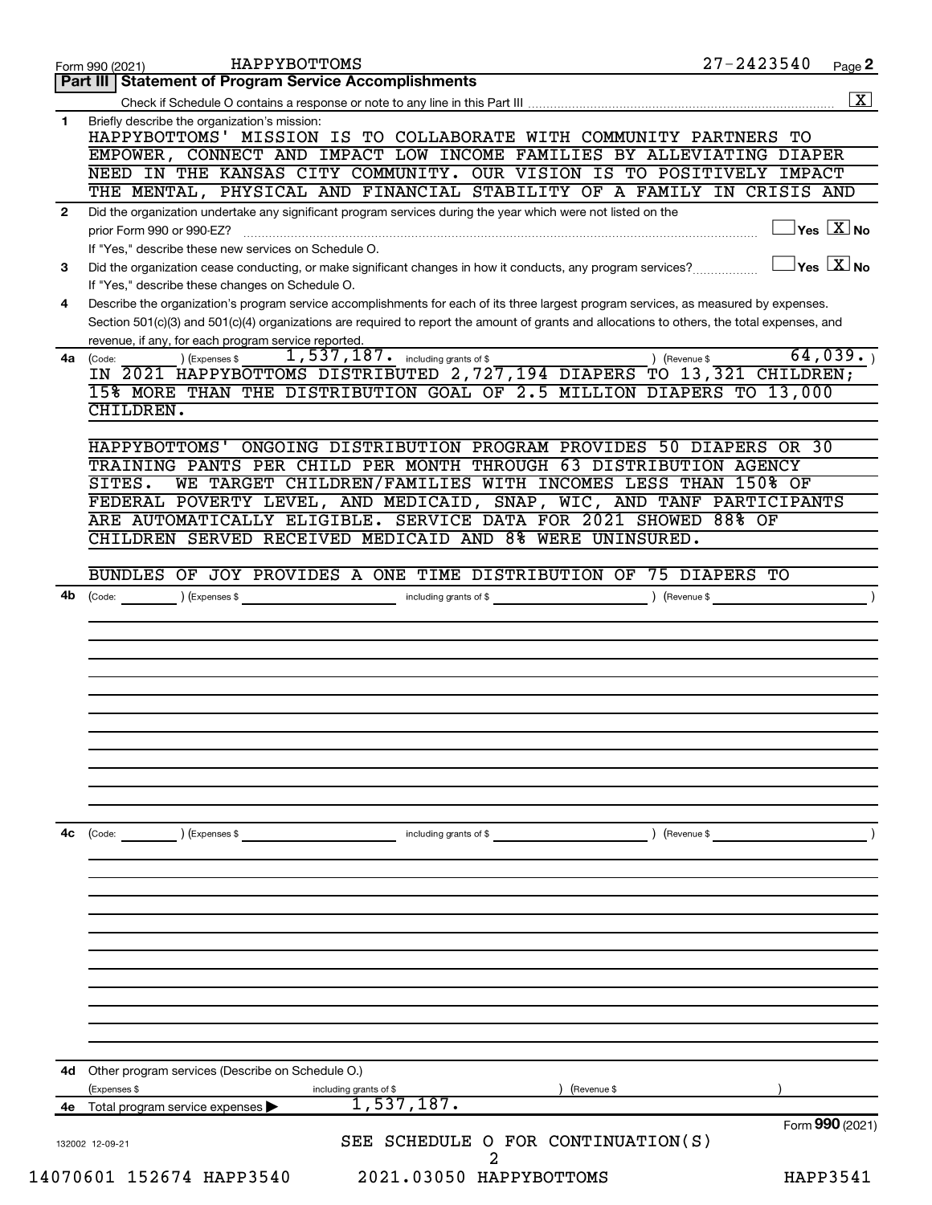Form 990 (2021) HAPPYBOTTOMS 27-2423540 Page **2**

## Part III | Statement of Program Service Accomplishments

Check if Schedule O contains a response or note to any line in this Part III .......... [X]

**1** Briefly describe the organization's mission:

HAPPYBOTTOMS' MISSION IS TO COLLABORATE WITH COMMUNITY PARTNERS TO EMPOWER, CONNECT AND IMPACT LOW INCOME FAMILIES BY ALLEVIATING DIAPER NEED IN THE KANSAS CITY COMMUNITY. OUR VISION IS TO POSITIVELY IMPACT THE MENTAL, PHYSICAL AND FINANCIAL STABILITY OF A FAMILY IN CRISIS AND

**2** Did the organization undertake any significant program services during the year which were not listed on the prior Form 990 or 990-EZ? .......... [ ] Yes [X] No

If "Yes," describe these new services on Schedule O.

**3** Did the organization cease conducting, or make significant changes in how it conducts, any program services? .......... [ ] Yes [X] No

If "Yes," describe these changes on Schedule O.

**4** Describe the organization's program service accomplishments for each of its three largest program services, as measured by expenses. Section 501(c)(3) and 501(c)(4) organizations are required to report the amount of grants and allocations to others, the total expenses, and revenue, if any, for each program service reported.

**4a** (Code: ) (Expenses $ 1,537,187. including grants of $ ) (Revenue $ 64,039. )

IN 2021 HAPPYBOTTOMS DISTRIBUTED 2,727,194 DIAPERS TO 13,321 CHILDREN; 15% MORE THAN THE DISTRIBUTION GOAL OF 2.5 MILLION DIAPERS TO 13,000 CHILDREN.

HAPPYBOTTOMS' ONGOING DISTRIBUTION PROGRAM PROVIDES 50 DIAPERS OR 30 TRAINING PANTS PER CHILD PER MONTH THROUGH 63 DISTRIBUTION AGENCY SITES. WE TARGET CHILDREN/FAMILIES WITH INCOMES LESS THAN 150% OF FEDERAL POVERTY LEVEL, AND MEDICAID, SNAP, WIC, AND TANF PARTICIPANTS ARE AUTOMATICALLY ELIGIBLE. SERVICE DATA FOR 2021 SHOWED 88% OF CHILDREN SERVED RECEIVED MEDICAID AND 8% WERE UNINSURED.

BUNDLES OF JOY PROVIDES A ONE TIME DISTRIBUTION OF 75 DIAPERS TO

**4b** (Code: ) (Expenses $ including grants of $ ) (Revenue $ )

**4c** (Code: ) (Expenses $ including grants of $ ) (Revenue $ )

**4d** Other program services (Describe on Schedule O.)

(Expenses $ including grants of $ ) (Revenue $ )

**4e** Total program service expenses ▶ 1,537,187.

Form **990** (2021)

SEE SCHEDULE O FOR CONTINUATION(S)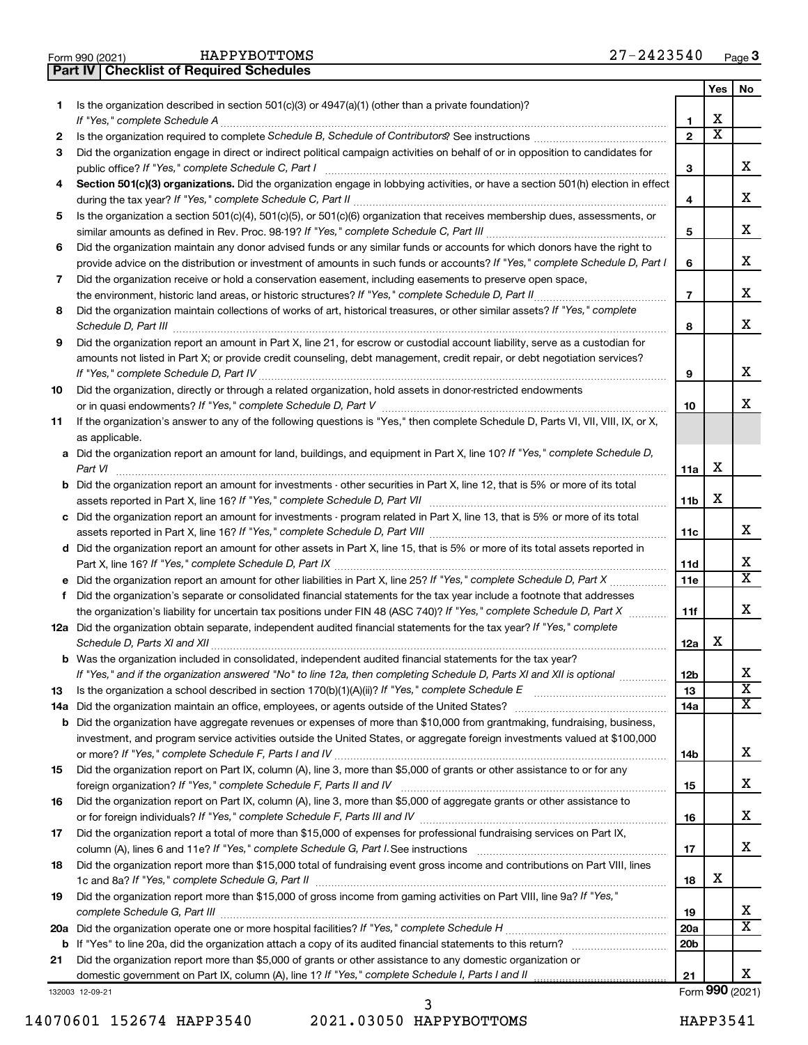Form 990 (2021) HAPPYBOTTOMS 27-2423540 Page 3

**Part IV | Checklist of Required Schedules**

| | | | Yes | No |
|---|---|---|---|---|
| 1 | Is the organization described in section 501(c)(3) or 4947(a)(1) (other than a private foundation)? *If "Yes," complete Schedule A* | 1 | X | |
| 2 | Is the organization required to complete *Schedule B, Schedule of Contributors*? See instructions | 2 | X | |
| 3 | Did the organization engage in direct or indirect political campaign activities on behalf of or in opposition to candidates for public office? *If "Yes," complete Schedule C, Part I* | 3 | | X |
| 4 | **Section 501(c)(3) organizations.** Did the organization engage in lobbying activities, or have a section 501(h) election in effect during the tax year? *If "Yes," complete Schedule C, Part II* | 4 | | X |
| 5 | Is the organization a section 501(c)(4), 501(c)(5), or 501(c)(6) organization that receives membership dues, assessments, or similar amounts as defined in Rev. Proc. 98-19? *If "Yes," complete Schedule C, Part III* | 5 | | X |
| 6 | Did the organization maintain any donor advised funds or any similar funds or accounts for which donors have the right to provide advice on the distribution or investment of amounts in such funds or accounts? *If "Yes," complete Schedule D, Part I* | 6 | | X |
| 7 | Did the organization receive or hold a conservation easement, including easements to preserve open space, the environment, historic land areas, or historic structures? *If "Yes," complete Schedule D, Part II* | 7 | | X |
| 8 | Did the organization maintain collections of works of art, historical treasures, or other similar assets? *If "Yes," complete Schedule D, Part III* | 8 | | X |
| 9 | Did the organization report an amount in Part X, line 21, for escrow or custodial account liability, serve as a custodian for amounts not listed in Part X; or provide credit counseling, debt management, credit repair, or debt negotiation services? *If "Yes," complete Schedule D, Part IV* | 9 | | X |
| 10 | Did the organization, directly or through a related organization, hold assets in donor-restricted endowments or in quasi endowments? *If "Yes," complete Schedule D, Part V* | 10 | | X |
| 11 | If the organization's answer to any of the following questions is "Yes," then complete Schedule D, Parts VI, VII, VIII, IX, or X, as applicable. | | | |
| a | Did the organization report an amount for land, buildings, and equipment in Part X, line 10? *If "Yes," complete Schedule D, Part VI* | 11a | X | |
| b | Did the organization report an amount for investments - other securities in Part X, line 12, that is 5% or more of its total assets reported in Part X, line 16? *If "Yes," complete Schedule D, Part VII* | 11b | X | |
| c | Did the organization report an amount for investments - program related in Part X, line 13, that is 5% or more of its total assets reported in Part X, line 16? *If "Yes," complete Schedule D, Part VIII* | 11c | | X |
| d | Did the organization report an amount for other assets in Part X, line 15, that is 5% or more of its total assets reported in Part X, line 16? *If "Yes," complete Schedule D, Part IX* | 11d | | X |
| e | Did the organization report an amount for other liabilities in Part X, line 25? *If "Yes," complete Schedule D, Part X* | 11e | | X |
| f | Did the organization's separate or consolidated financial statements for the tax year include a footnote that addresses the organization's liability for uncertain tax positions under FIN 48 (ASC 740)? *If "Yes," complete Schedule D, Part X* | 11f | | X |
| 12a | Did the organization obtain separate, independent audited financial statements for the tax year? *If "Yes," complete Schedule D, Parts XI and XII* | 12a | X | |
| b | Was the organization included in consolidated, independent audited financial statements for the tax year? *If "Yes," and if the organization answered "No" to line 12a, then completing Schedule D, Parts XI and XII is optional* | 12b | | X |
| 13 | Is the organization a school described in section 170(b)(1)(A)(ii)? *If "Yes," complete Schedule E* | 13 | | X |
| 14a | Did the organization maintain an office, employees, or agents outside of the United States? | 14a | | X |
| b | Did the organization have aggregate revenues or expenses of more than $10,000 from grantmaking, fundraising, business, investment, and program service activities outside the United States, or aggregate foreign investments valued at $100,000 or more? *If "Yes," complete Schedule F, Parts I and IV* | 14b | | X |
| 15 | Did the organization report on Part IX, column (A), line 3, more than $5,000 of grants or other assistance to or for any foreign organization? *If "Yes," complete Schedule F, Parts II and IV* | 15 | | X |
| 16 | Did the organization report on Part IX, column (A), line 3, more than $5,000 of aggregate grants or other assistance to or for foreign individuals? *If "Yes," complete Schedule F, Parts III and IV* | 16 | | X |
| 17 | Did the organization report a total of more than $15,000 of expenses for professional fundraising services on Part IX, column (A), lines 6 and 11e? *If "Yes," complete Schedule G, Part I.* See instructions | 17 | | X |
| 18 | Did the organization report more than $15,000 total of fundraising event gross income and contributions on Part VIII, lines 1c and 8a? *If "Yes," complete Schedule G, Part II* | 18 | X | |
| 19 | Did the organization report more than $15,000 of gross income from gaming activities on Part VIII, line 9a? *If "Yes," complete Schedule G, Part III* | 19 | | X |
| 20a | Did the organization operate one or more hospital facilities? *If "Yes," complete Schedule H* | 20a | | X |
| b | If "Yes" to line 20a, did the organization attach a copy of its audited financial statements to this return? | 20b | | |
| 21 | Did the organization report more than $5,000 of grants or other assistance to any domestic organization or domestic government on Part IX, column (A), line 1? *If "Yes," complete Schedule I, Parts I and II* | 21 | | X |

132003 12-09-21 Form **990** (2021)

14070601 152674 HAPP3540 2021.03050 HAPPYBOTTOMS HAPP3541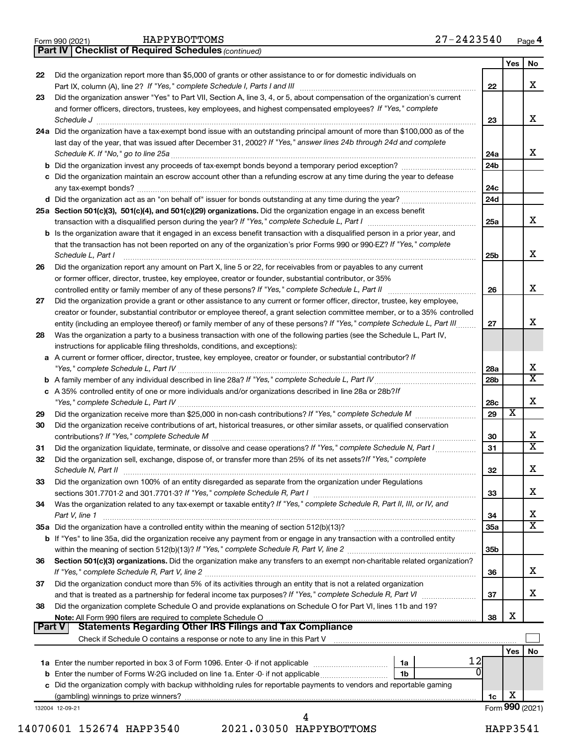Form 990 (2021) HAPPYBOTTOMS 27-2423540 Page 4

**Part IV | Checklist of Required Schedules** *(continued)*

| | | | Yes | No |
|---|---|---|---|---|
| 22 | Did the organization report more than $5,000 of grants or other assistance to or for domestic individuals on Part IX, column (A), line 2? *If "Yes," complete Schedule I, Parts I and III* | 22 | | X |
| 23 | Did the organization answer "Yes" to Part VII, Section A, line 3, 4, or 5, about compensation of the organization's current and former officers, directors, trustees, key employees, and highest compensated employees? *If "Yes," complete Schedule J* | 23 | | X |
| 24a | Did the organization have a tax-exempt bond issue with an outstanding principal amount of more than $100,000 as of the last day of the year, that was issued after December 31, 2002? *If "Yes," answer lines 24b through 24d and complete Schedule K. If "No," go to line 25a* | 24a | | X |
| b | Did the organization invest any proceeds of tax-exempt bonds beyond a temporary period exception? | 24b | | |
| c | Did the organization maintain an escrow account other than a refunding escrow at any time during the year to defease any tax-exempt bonds? | 24c | | |
| d | Did the organization act as an "on behalf of" issuer for bonds outstanding at any time during the year? | 24d | | |
| 25a | **Section 501(c)(3), 501(c)(4), and 501(c)(29) organizations.** Did the organization engage in an excess benefit transaction with a disqualified person during the year? *If "Yes," complete Schedule L, Part I* | 25a | | X |
| b | Is the organization aware that it engaged in an excess benefit transaction with a disqualified person in a prior year, and that the transaction has not been reported on any of the organization's prior Forms 990 or 990-EZ? *If "Yes," complete Schedule L, Part I* | 25b | | X |
| 26 | Did the organization report any amount on Part X, line 5 or 22, for receivables from or payables to any current or former officer, director, trustee, key employee, creator or founder, substantial contributor, or 35% controlled entity or family member of any of these persons? *If "Yes," complete Schedule L, Part II* | 26 | | X |
| 27 | Did the organization provide a grant or other assistance to any current or former officer, director, trustee, key employee, creator or founder, substantial contributor or employee thereof, a grant selection committee member, or to a 35% controlled entity (including an employee thereof) or family member of any of these persons? *If "Yes," complete Schedule L, Part III* | 27 | | X |
| 28 | Was the organization a party to a business transaction with one of the following parties (see the Schedule L, Part IV, instructions for applicable filing thresholds, conditions, and exceptions): | | | |
| a | A current or former officer, director, trustee, key employee, creator or founder, or substantial contributor? *If "Yes," complete Schedule L, Part IV* | 28a | | X |
| b | A family member of any individual described in line 28a? *If "Yes," complete Schedule L, Part IV* | 28b | | X |
| c | A 35% controlled entity of one or more individuals and/or organizations described in line 28a or 28b? *If "Yes," complete Schedule L, Part IV* | 28c | | X |
| 29 | Did the organization receive more than $25,000 in non-cash contributions? *If "Yes," complete Schedule M* | 29 | X | |
| 30 | Did the organization receive contributions of art, historical treasures, or other similar assets, or qualified conservation contributions? *If "Yes," complete Schedule M* | 30 | | X |
| 31 | Did the organization liquidate, terminate, or dissolve and cease operations? *If "Yes," complete Schedule N, Part I* | 31 | | X |
| 32 | Did the organization sell, exchange, dispose of, or transfer more than 25% of its net assets? *If "Yes," complete Schedule N, Part II* | 32 | | X |
| 33 | Did the organization own 100% of an entity disregarded as separate from the organization under Regulations sections 301.7701-2 and 301.7701-3? *If "Yes," complete Schedule R, Part I* | 33 | | X |
| 34 | Was the organization related to any tax-exempt or taxable entity? *If "Yes," complete Schedule R, Part II, III, or IV, and Part V, line 1* | 34 | | X |
| 35a | Did the organization have a controlled entity within the meaning of section 512(b)(13)? | 35a | | X |
| b | If "Yes" to line 35a, did the organization receive any payment from or engage in any transaction with a controlled entity within the meaning of section 512(b)(13)? *If "Yes," complete Schedule R, Part V, line 2* | 35b | | |
| 36 | **Section 501(c)(3) organizations.** Did the organization make any transfers to an exempt non-charitable related organization? *If "Yes," complete Schedule R, Part V, line 2* | 36 | | X |
| 37 | Did the organization conduct more than 5% of its activities through an entity that is not a related organization and that is treated as a partnership for federal income tax purposes? *If "Yes," complete Schedule R, Part VI* | 37 | | X |
| 38 | Did the organization complete Schedule O and provide explanations on Schedule O for Part VI, lines 11b and 19? **Note:** All Form 990 filers are required to complete Schedule O | 38 | X | |

**Part V | Statements Regarding Other IRS Filings and Tax Compliance**

Check if Schedule O contains a response or note to any line in this Part V ☐

| | | | | | Yes | No |
|---|---|---|---|---|---|---|
| 1a | Enter the number reported in box 3 of Form 1096. Enter -0- if not applicable | 1a | 12 | | | |
| b | Enter the number of Forms W-2G included on line 1a. Enter -0- if not applicable | 1b | 0 | | | |
| c | Did the organization comply with backup withholding rules for reportable payments to vendors and reportable gaming (gambling) winnings to prize winners? | | | 1c | X | |

132004 12-09-21 Form **990** (2021)

14070601 152674 HAPP3540 2021.03050 HAPPYBOTTOMS HAPP3541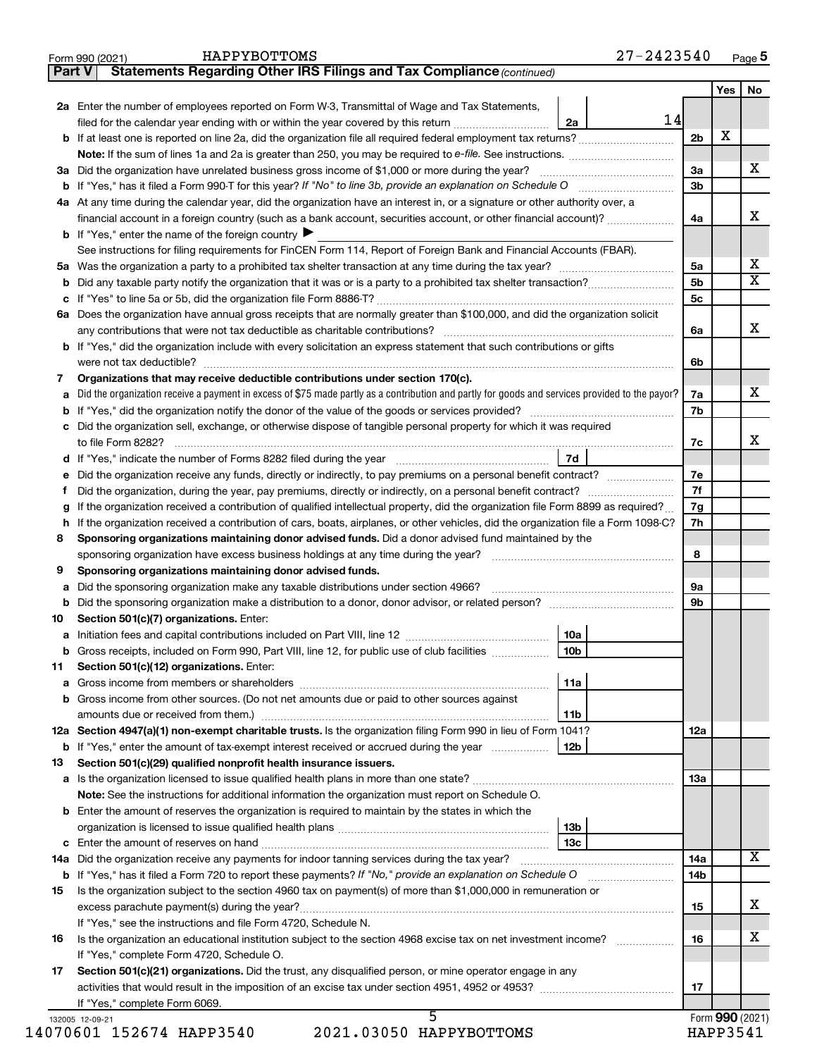Form 990 (2021) HAPPYBOTTOMS 27-2423540 Page **5**

**Part V Statements Regarding Other IRS Filings and Tax Compliance** *(continued)*

| | | | | | Yes | No |
|---|---|---|---|---|---|---|
| **2a** | Enter the number of employees reported on Form W-3, Transmittal of Wage and Tax Statements, filed for the calendar year ending with or within the year covered by this return | 2a | 14 | | | |
| **b** | If at least one is reported on line 2a, did the organization file all required federal employment tax returns? | | | 2b | X | |
| | **Note:** If the sum of lines 1a and 2a is greater than 250, you may be required to *e-file.* See instructions. | | | | | |
| **3a** | Did the organization have unrelated business gross income of $1,000 or more during the year? | | | 3a | | X |
| **b** | If "Yes," has it filed a Form 990-T for this year? *If "No" to line 3b, provide an explanation on Schedule O* | | | 3b | | |
| **4a** | At any time during the calendar year, did the organization have an interest in, or a signature or other authority over, a financial account in a foreign country (such as a bank account, securities account, or other financial account)? | | | 4a | | X |
| **b** | If "Yes," enter the name of the foreign country ▶ | | | | | |
| | See instructions for filing requirements for FinCEN Form 114, Report of Foreign Bank and Financial Accounts (FBAR). | | | | | |
| **5a** | Was the organization a party to a prohibited tax shelter transaction at any time during the tax year? | | | 5a | | X |
| **b** | Did any taxable party notify the organization that it was or is a party to a prohibited tax shelter transaction? | | | 5b | | X |
| **c** | If "Yes" to line 5a or 5b, did the organization file Form 8886-T? | | | 5c | | |
| **6a** | Does the organization have annual gross receipts that are normally greater than $100,000, and did the organization solicit any contributions that were not tax deductible as charitable contributions? | | | 6a | | X |
| **b** | If "Yes," did the organization include with every solicitation an express statement that such contributions or gifts were not tax deductible? | | | 6b | | |
| **7** | **Organizations that may receive deductible contributions under section 170(c).** | | | | | |
| **a** | Did the organization receive a payment in excess of $75 made partly as a contribution and partly for goods and services provided to the payor? | | | 7a | | X |
| **b** | If "Yes," did the organization notify the donor of the value of the goods or services provided? | | | 7b | | |
| **c** | Did the organization sell, exchange, or otherwise dispose of tangible personal property for which it was required to file Form 8282? | | | 7c | | X |
| **d** | If "Yes," indicate the number of Forms 8282 filed during the year | 7d | | | | |
| **e** | Did the organization receive any funds, directly or indirectly, to pay premiums on a personal benefit contract? | | | 7e | | |
| **f** | Did the organization, during the year, pay premiums, directly or indirectly, on a personal benefit contract? | | | 7f | | |
| **g** | If the organization received a contribution of qualified intellectual property, did the organization file Form 8899 as required? | | | 7g | | |
| **h** | If the organization received a contribution of cars, boats, airplanes, or other vehicles, did the organization file a Form 1098-C? | | | 7h | | |
| **8** | **Sponsoring organizations maintaining donor advised funds.** Did a donor advised fund maintained by the sponsoring organization have excess business holdings at any time during the year? | | | 8 | | |
| **9** | **Sponsoring organizations maintaining donor advised funds.** | | | | | |
| **a** | Did the sponsoring organization make any taxable distributions under section 4966? | | | 9a | | |
| **b** | Did the sponsoring organization make a distribution to a donor, donor advisor, or related person? | | | 9b | | |
| **10** | **Section 501(c)(7) organizations.** Enter: | | | | | |
| **a** | Initiation fees and capital contributions included on Part VIII, line 12 | 10a | | | | |
| **b** | Gross receipts, included on Form 990, Part VIII, line 12, for public use of club facilities | 10b | | | | |
| **11** | **Section 501(c)(12) organizations.** Enter: | | | | | |
| **a** | Gross income from members or shareholders | 11a | | | | |
| **b** | Gross income from other sources. (Do not net amounts due or paid to other sources against amounts due or received from them.) | 11b | | | | |
| **12a** | **Section 4947(a)(1) non-exempt charitable trusts.** Is the organization filing Form 990 in lieu of Form 1041? | | | 12a | | |
| **b** | If "Yes," enter the amount of tax-exempt interest received or accrued during the year | 12b | | | | |
| **13** | **Section 501(c)(29) qualified nonprofit health insurance issuers.** | | | | | |
| **a** | Is the organization licensed to issue qualified health plans in more than one state? | | | 13a | | |
| | **Note:** See the instructions for additional information the organization must report on Schedule O. | | | | | |
| **b** | Enter the amount of reserves the organization is required to maintain by the states in which the organization is licensed to issue qualified health plans | 13b | | | | |
| **c** | Enter the amount of reserves on hand | 13c | | | | |
| **14a** | Did the organization receive any payments for indoor tanning services during the tax year? | | | 14a | | X |
| **b** | If "Yes," has it filed a Form 720 to report these payments? *If "No," provide an explanation on Schedule O* | | | 14b | | |
| **15** | Is the organization subject to the section 4960 tax on payment(s) of more than $1,000,000 in remuneration or excess parachute payment(s) during the year? | | | 15 | | X |
| | If "Yes," see the instructions and file Form 4720, Schedule N. | | | | | |
| **16** | Is the organization an educational institution subject to the section 4968 excise tax on net investment income? | | | 16 | | X |
| | If "Yes," complete Form 4720, Schedule O. | | | | | |
| **17** | **Section 501(c)(21) organizations.** Did the trust, any disqualified person, or mine operator engage in any activities that would result in the imposition of an excise tax under section 4951, 4952 or 4953? | | | 17 | | |
| | If "Yes," complete Form 6069. | | | | | |

132005 12-09-21 Form **990** (2021)

14070601 152674 HAPP3540 2021.03050 HAPPYBOTTOMS HAPP3541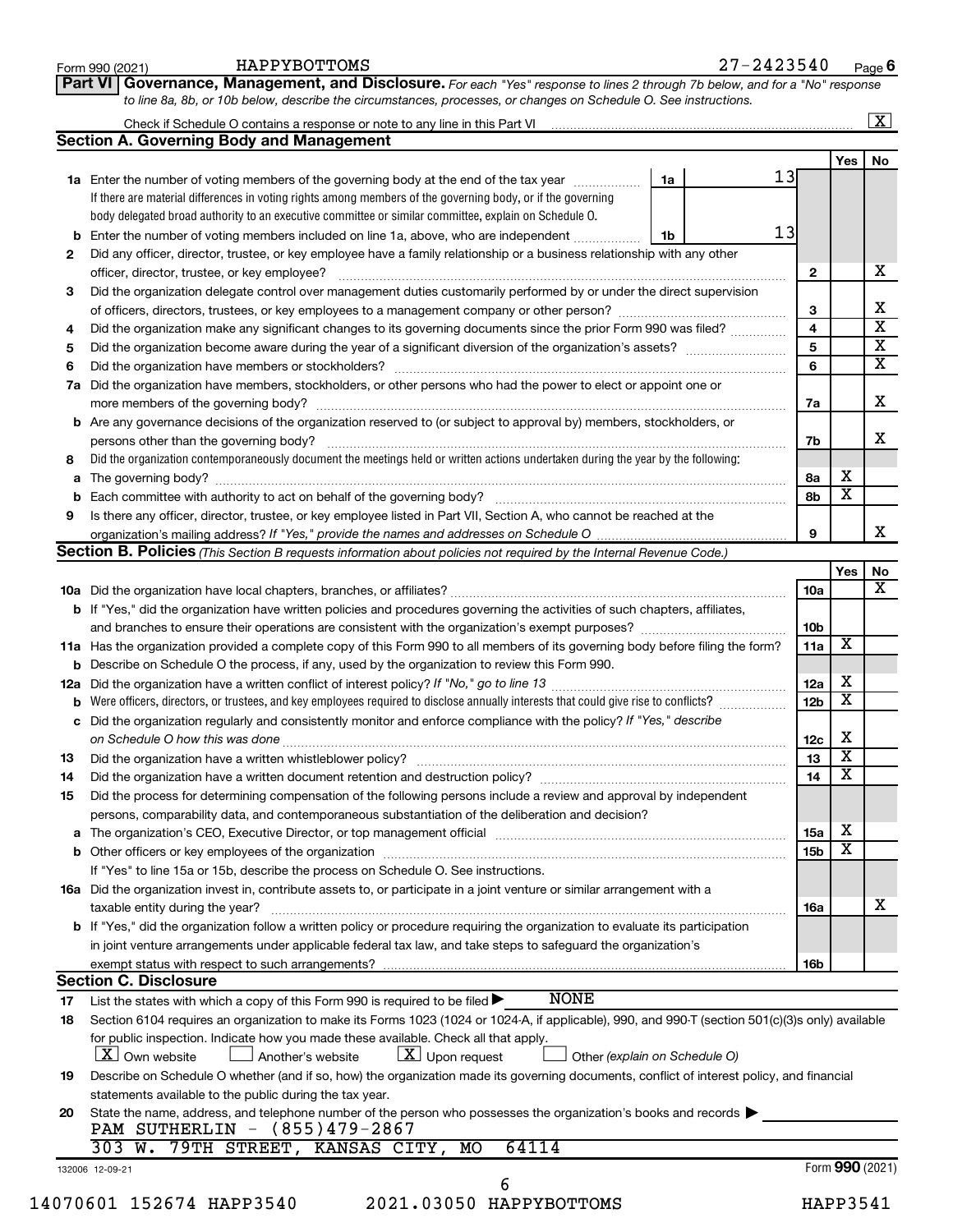Form 990 (2021) HAPPYBOTTOMS 27-2423540 Page **6**

**Part VI Governance, Management, and Disclosure.** *For each "Yes" response to lines 2 through 7b below, and for a "No" response to line 8a, 8b, or 10b below, describe the circumstances, processes, or changes on Schedule O. See instructions.*

Check if Schedule O contains a response or note to any line in this Part VI [X]

## Section A. Governing Body and Management

| | | | Yes | No |
|---|---|---|---|---|
| **1a** | Enter the number of voting members of the governing body at the end of the tax year — **1a** 13. If there are material differences in voting rights among members of the governing body, or if the governing body delegated broad authority to an executive committee or similar committee, explain on Schedule O. | | | |
| **b** | Enter the number of voting members included on line 1a, above, who are independent — **1b** 13 | | | |
| **2** | Did any officer, director, trustee, or key employee have a family relationship or a business relationship with any other officer, director, trustee, or key employee? | 2 | | X |
| **3** | Did the organization delegate control over management duties customarily performed by or under the direct supervision of officers, directors, trustees, or key employees to a management company or other person? | 3 | | X |
| **4** | Did the organization make any significant changes to its governing documents since the prior Form 990 was filed? | 4 | | X |
| **5** | Did the organization become aware during the year of a significant diversion of the organization's assets? | 5 | | X |
| **6** | Did the organization have members or stockholders? | 6 | | X |
| **7a** | Did the organization have members, stockholders, or other persons who had the power to elect or appoint one or more members of the governing body? | 7a | | X |
| **b** | Are any governance decisions of the organization reserved to (or subject to approval by) members, stockholders, or persons other than the governing body? | 7b | | X |
| **8** | Did the organization contemporaneously document the meetings held or written actions undertaken during the year by the following: | | | |
| **a** | The governing body? | 8a | X | |
| **b** | Each committee with authority to act on behalf of the governing body? | 8b | X | |
| **9** | Is there any officer, director, trustee, or key employee listed in Part VII, Section A, who cannot be reached at the organization's mailing address? *If "Yes," provide the names and addresses on Schedule O* | 9 | | X |

## Section B. Policies *(This Section B requests information about policies not required by the Internal Revenue Code.)*

| | | | Yes | No |
|---|---|---|---|---|
| **10a** | Did the organization have local chapters, branches, or affiliates? | 10a | | X |
| **b** | If "Yes," did the organization have written policies and procedures governing the activities of such chapters, affiliates, and branches to ensure their operations are consistent with the organization's exempt purposes? | 10b | | |
| **11a** | Has the organization provided a complete copy of this Form 990 to all members of its governing body before filing the form? | 11a | X | |
| **b** | Describe on Schedule O the process, if any, used by the organization to review this Form 990. | | | |
| **12a** | Did the organization have a written conflict of interest policy? *If "No," go to line 13* | 12a | X | |
| **b** | Were officers, directors, or trustees, and key employees required to disclose annually interests that could give rise to conflicts? | 12b | X | |
| **c** | Did the organization regularly and consistently monitor and enforce compliance with the policy? *If "Yes," describe on Schedule O how this was done* | 12c | X | |
| **13** | Did the organization have a written whistleblower policy? | 13 | X | |
| **14** | Did the organization have a written document retention and destruction policy? | 14 | X | |
| **15** | Did the process for determining compensation of the following persons include a review and approval by independent persons, comparability data, and contemporaneous substantiation of the deliberation and decision? | | | |
| **a** | The organization's CEO, Executive Director, or top management official | 15a | X | |
| **b** | Other officers or key employees of the organization | 15b | X | |
| | If "Yes" to line 15a or 15b, describe the process on Schedule O. See instructions. | | | |
| **16a** | Did the organization invest in, contribute assets to, or participate in a joint venture or similar arrangement with a taxable entity during the year? | 16a | | X |
| **b** | If "Yes," did the organization follow a written policy or procedure requiring the organization to evaluate its participation in joint venture arrangements under applicable federal tax law, and take steps to safeguard the organization's exempt status with respect to such arrangements? | 16b | | |

## Section C. Disclosure

**17** List the states with which a copy of this Form 990 is required to be filed ▶ NONE

**18** Section 6104 requires an organization to make its Forms 1023 (1024 or 1024-A, if applicable), 990, and 990-T (section 501(c)(3)s only) available for public inspection. Indicate how you made these available. Check all that apply.

[X] Own website [ ] Another's website [X] Upon request [ ] Other *(explain on Schedule O)*

**19** Describe on Schedule O whether (and if so, how) the organization made its governing documents, conflict of interest policy, and financial statements available to the public during the tax year.

**20** State the name, address, and telephone number of the person who possesses the organization's books and records ▶

PAM SUTHERLIN - (855)479-2867
303 W. 79TH STREET, KANSAS CITY, MO 64114

132006 12-09-21 Form **990** (2021)

14070601 152674 HAPP3540 2021.03050 HAPPYBOTTOMS HAPP3541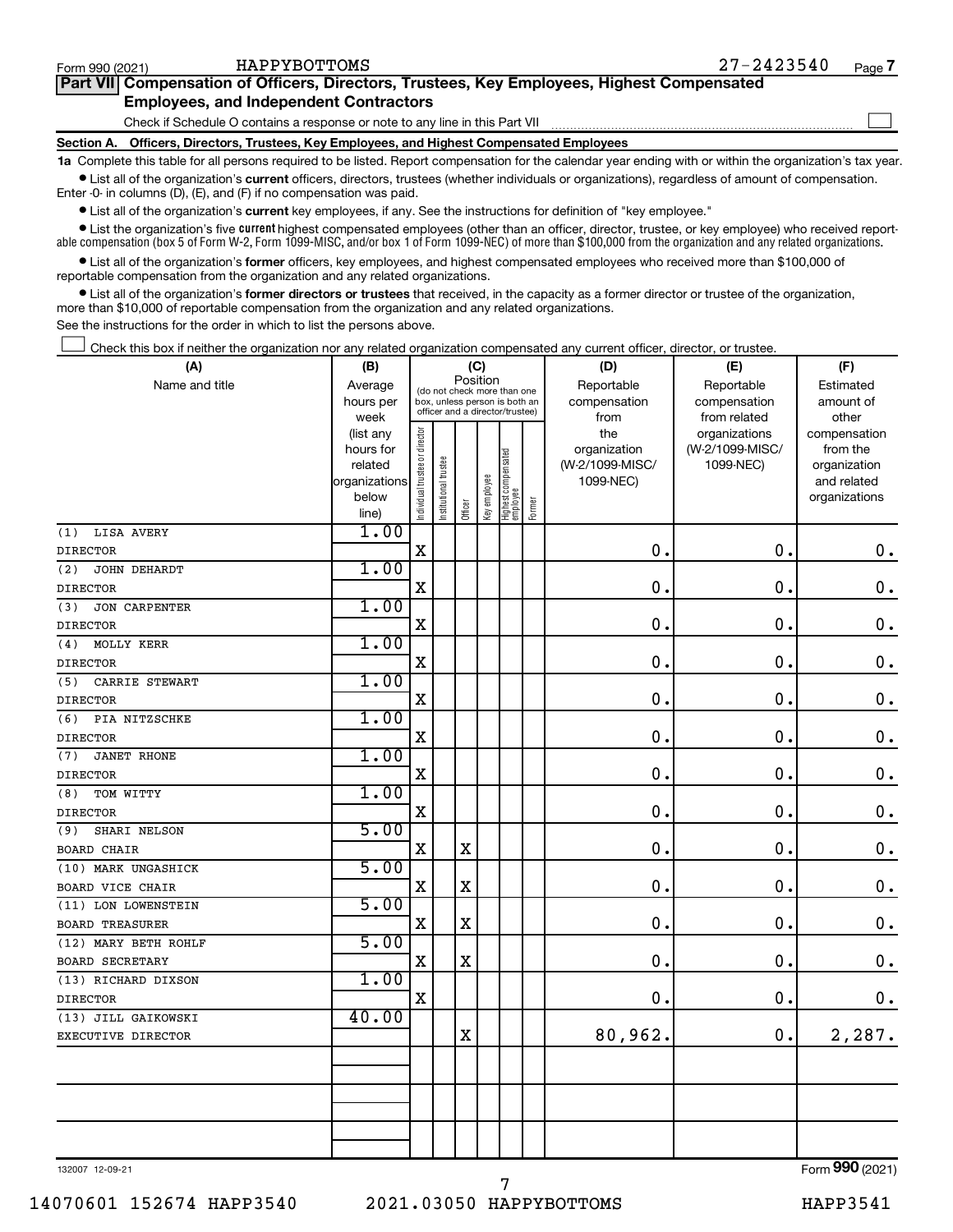Form 990 (2021) HAPPYBOTTOMS 27-2423540 Page 7

## Part VII Compensation of Officers, Directors, Trustees, Key Employees, Highest Compensated Employees, and Independent Contractors

Check if Schedule O contains a response or note to any line in this Part VII ☐

### Section A. Officers, Directors, Trustees, Key Employees, and Highest Compensated Employees

**1a** Complete this table for all persons required to be listed. Report compensation for the calendar year ending with or within the organization's tax year.

- List all of the organization's **current** officers, directors, trustees (whether individuals or organizations), regardless of amount of compensation. Enter -0- in columns (D), (E), and (F) if no compensation was paid.
- List all of the organization's **current** key employees, if any. See the instructions for definition of "key employee."
- List the organization's five **current** highest compensated employees (other than an officer, director, trustee, or key employee) who received reportable compensation (box 5 of Form W-2, Form 1099-MISC, and/or box 1 of Form 1099-NEC) of more than $100,000 from the organization and any related organizations.
- List all of the organization's **former** officers, key employees, and highest compensated employees who received more than $100,000 of reportable compensation from the organization and any related organizations.
- List all of the organization's **former directors or trustees** that received, in the capacity as a former director or trustee of the organization, more than $10,000 of reportable compensation from the organization and any related organizations.

See the instructions for the order in which to list the persons above.

☐ Check this box if neither the organization nor any related organization compensated any current officer, director, or trustee.

| (A) Name and title | (B) Average hours per week (list any hours for related organizations below line) | (C) Position: Individual trustee or director | Institutional trustee | Officer | Key employee | Highest compensated employee | Former | (D) Reportable compensation from the organization (W-2/1099-MISC/1099-NEC) | (E) Reportable compensation from related organizations (W-2/1099-MISC/1099-NEC) | (F) Estimated amount of other compensation from the organization and related organizations |
|---|---|---|---|---|---|---|---|---|---|---|
| (1) LISA AVERY<br>DIRECTOR | 1.00 | X | | | | | | 0. | 0. | 0. |
| (2) JOHN DEHARDT<br>DIRECTOR | 1.00 | X | | | | | | 0. | 0. | 0. |
| (3) JON CARPENTER<br>DIRECTOR | 1.00 | X | | | | | | 0. | 0. | 0. |
| (4) MOLLY KERR<br>DIRECTOR | 1.00 | X | | | | | | 0. | 0. | 0. |
| (5) CARRIE STEWART<br>DIRECTOR | 1.00 | X | | | | | | 0. | 0. | 0. |
| (6) PIA NITZSCHKE<br>DIRECTOR | 1.00 | X | | | | | | 0. | 0. | 0. |
| (7) JANET RHONE<br>DIRECTOR | 1.00 | X | | | | | | 0. | 0. | 0. |
| (8) TOM WITTY<br>DIRECTOR | 1.00 | X | | | | | | 0. | 0. | 0. |
| (9) SHARI NELSON<br>BOARD CHAIR | 5.00 | X | | X | | | | 0. | 0. | 0. |
| (10) MARK UNGASHICK<br>BOARD VICE CHAIR | 5.00 | X | | X | | | | 0. | 0. | 0. |
| (11) LON LOWENSTEIN<br>BOARD TREASURER | 5.00 | X | | X | | | | 0. | 0. | 0. |
| (12) MARY BETH ROHLF<br>BOARD SECRETARY | 5.00 | X | | X | | | | 0. | 0. | 0. |
| (13) RICHARD DIXSON<br>DIRECTOR | 1.00 | X | | | | | | 0. | 0. | 0. |
| (13) JILL GAIKOWSKI<br>EXECUTIVE DIRECTOR | 40.00 | | | X | | | | 80,962. | 0. | 2,287. |
| | | | | | | | | | | |
| | | | | | | | | | | |
| | | | | | | | | | | |

132007 12-09-21 Form **990** (2021)

14070601 152674 HAPP3540 2021.03050 HAPPYBOTTOMS HAPP3541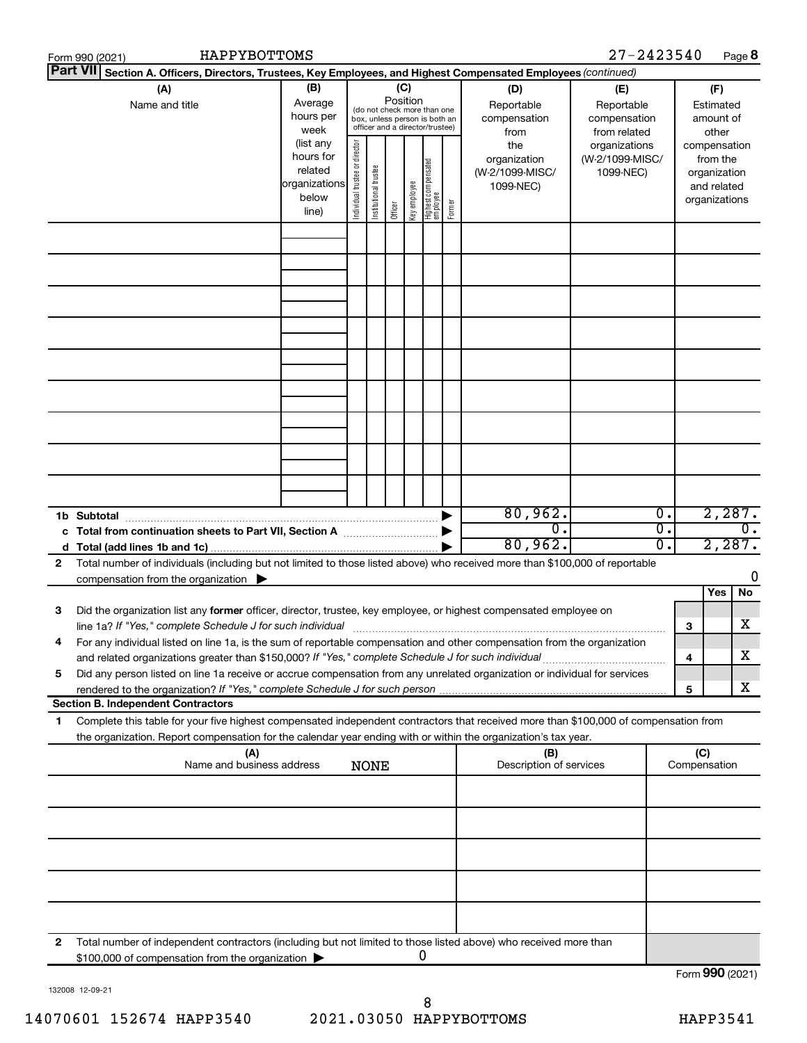Form 990 (2021) HAPPYBOTTOMS 27-2423540 Page 8

**Part VII Section A. Officers, Directors, Trustees, Key Employees, and Highest Compensated Employees** *(continued)*

| (A) Name and title | (B) Average hours per week (list any hours for related organizations below line) | (C) Position (do not check more than one box, unless person is both an officer and a director/trustee): Individual trustee or director | Institutional trustee | Officer | Key employee | Highest compensated employee | Former | (D) Reportable compensation from the organization (W-2/1099-MISC/ 1099-NEC) | (E) Reportable compensation from related organizations (W-2/1099-MISC/ 1099-NEC) | (F) Estimated amount of other compensation from the organization and related organizations |
|---|---|---|---|---|---|---|---|---|---|---|
| | | | | | | | | | | |
| | | | | | | | | | | |
| | | | | | | | | | | |
| | | | | | | | | | | |
| | | | | | | | | | | |
| | | | | | | | | | | |
| | | | | | | | | | | |
| | | | | | | | | | | |
| | | | | | | | | | | |
| **1b Subtotal** | | | | | | | ▶ | 80,962. | 0. | 2,287. |
| **c Total from continuation sheets to Part VII, Section A** | | | | | | | ▶ | 0. | 0. | 0. |
| **d Total (add lines 1b and 1c)** | | | | | | | ▶ | 80,962. | 0. | 2,287. |

**2** Total number of individuals (including but not limited to those listed above) who received more than $100,000 of reportable compensation from the organization ▶ 0

| | | | Yes | No |
|---|---|---|---|---|
| **3** | Did the organization list any **former** officer, director, trustee, key employee, or highest compensated employee on line 1a? *If "Yes," complete Schedule J for such individual* | 3 | | X |
| **4** | For any individual listed on line 1a, is the sum of reportable compensation and other compensation from the organization and related organizations greater than $150,000? *If "Yes," complete Schedule J for such individual* | 4 | | X |
| **5** | Did any person listed on line 1a receive or accrue compensation from any unrelated organization or individual for services rendered to the organization? *If "Yes," complete Schedule J for such person* | 5 | | X |

**Section B. Independent Contractors**

**1** Complete this table for your five highest compensated independent contractors that received more than $100,000 of compensation from the organization. Report compensation for the calendar year ending with or within the organization's tax year.

| (A) Name and business address NONE | (B) Description of services | (C) Compensation |
|---|---|---|
| | | |
| | | |
| | | |
| | | |
| | | |

**2** Total number of independent contractors (including but not limited to those listed above) who received more than $100,000 of compensation from the organization ▶ 0

Form **990** (2021)

132008 12-09-21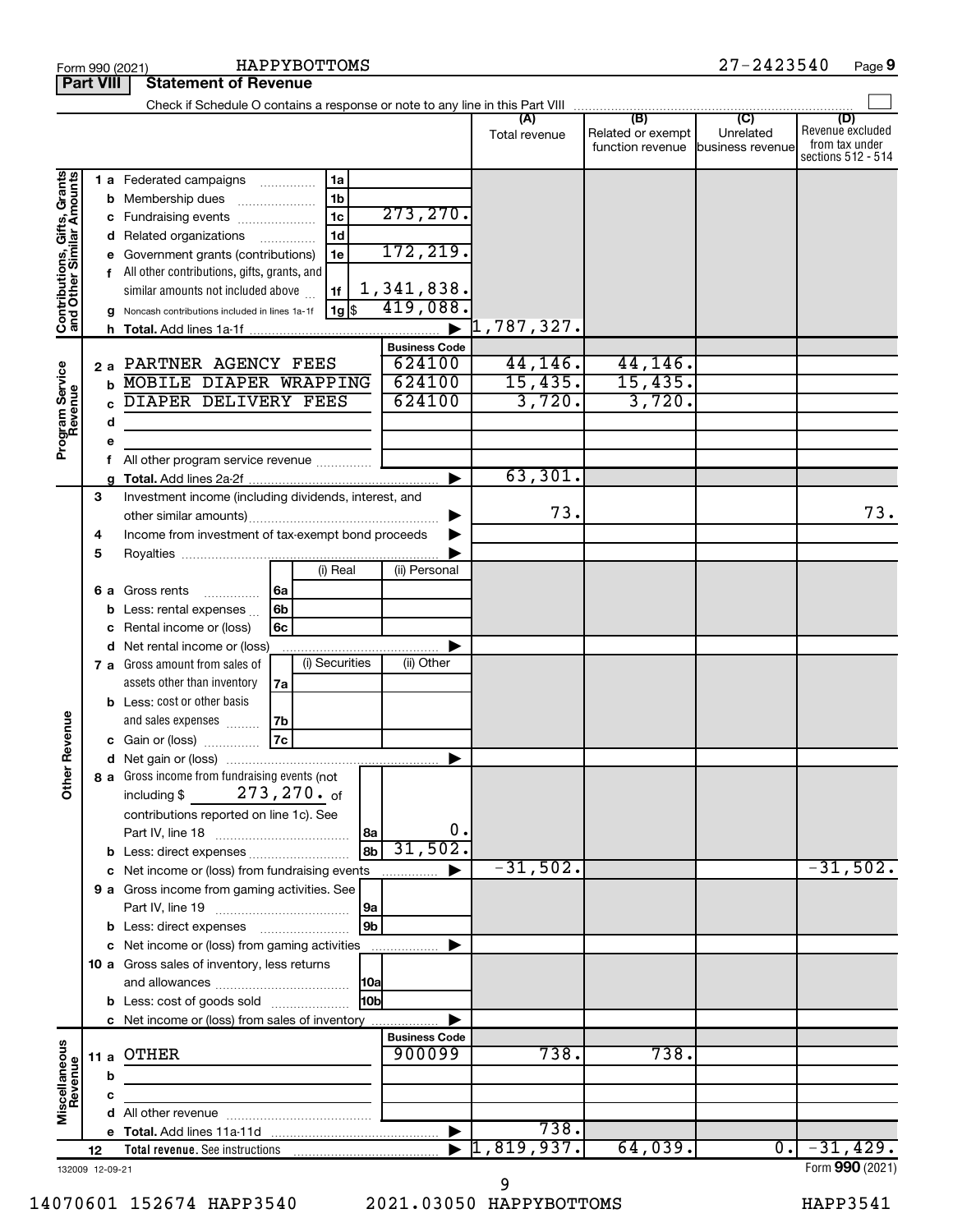Form 990 (2021) HAPPYBOTTOMS 27-2423540 Page 9

**Part VIII Statement of Revenue**

Check if Schedule O contains a response or note to any line in this Part VIII

| | | | (A) Total revenue | (B) Related or exempt function revenue | (C) Unrelated business revenue | (D) Revenue excluded from tax under sections 512 - 514 |
|---|---|---|---|---|---|---|
| **Contributions, Gifts, Grants and Other Similar Amounts** | 1a Federated campaigns | 1a | | | | |
| | b Membership dues | 1b | | | | |
| | c Fundraising events | 1c 273,270. | | | | |
| | d Related organizations | 1d | | | | |
| | e Government grants (contributions) | 1e 172,219. | | | | |
| | f All other contributions, gifts, grants, and similar amounts not included above | 1f 1,341,838. | | | | |
| | g Noncash contributions included in lines 1a-1f | 1g $ 419,088. | | | | |
| | h Total. Add lines 1a-1f | | 1,787,327. | | | |
| **Program Service Revenue** | | Business Code | | | | |
| | 2a PARTNER AGENCY FEES | 624100 | 44,146. | 44,146. | | |
| | b MOBILE DIAPER WRAPPING | 624100 | 15,435. | 15,435. | | |
| | c DIAPER DELIVERY FEES | 624100 | 3,720. | 3,720. | | |
| | d | | | | | |
| | e | | | | | |
| | f All other program service revenue | | | | | |
| | g Total. Add lines 2a-2f | | 63,301. | | | |
| **Other Revenue** | 3 Investment income (including dividends, interest, and other similar amounts) | | 73. | | | 73. |
| | 4 Income from investment of tax-exempt bond proceeds | | | | | |
| | 5 Royalties | | | | | |
| | 6a Gross rents (i) Real / (ii) Personal | 6a | | | | |
| | b Less: rental expenses | 6b | | | | |
| | c Rental income or (loss) | 6c | | | | |
| | d Net rental income or (loss) | | | | | |
| | 7a Gross amount from sales of assets other than inventory (i) Securities / (ii) Other | 7a | | | | |
| | b Less: cost or other basis and sales expenses | 7b | | | | |
| | c Gain or (loss) | 7c | | | | |
| | d Net gain or (loss) | | | | | |
| | 8a Gross income from fundraising events (not including $ 273,270. of contributions reported on line 1c). See Part IV, line 18 | 8a 0. | | | | |
| | b Less: direct expenses | 8b 31,502. | | | | |
| | c Net income or (loss) from fundraising events | | -31,502. | | | -31,502. |
| | 9a Gross income from gaming activities. See Part IV, line 19 | 9a | | | | |
| | b Less: direct expenses | 9b | | | | |
| | c Net income or (loss) from gaming activities | | | | | |
| | 10a Gross sales of inventory, less returns and allowances | 10a | | | | |
| | b Less: cost of goods sold | 10b | | | | |
| | c Net income or (loss) from sales of inventory | | | | | |
| **Miscellaneous Revenue** | | Business Code | | | | |
| | 11a OTHER | 900099 | 738. | 738. | | |
| | b | | | | | |
| | c | | | | | |
| | d All other revenue | | | | | |
| | e Total. Add lines 11a-11d | | 738. | | | |
| | 12 Total revenue. See instructions | | 1,819,937. | 64,039. | 0. | -31,429. |

132009 12-09-21 Form **990** (2021)

14070601 152674 HAPP3540 2021.03050 HAPPYBOTTOMS HAPP3541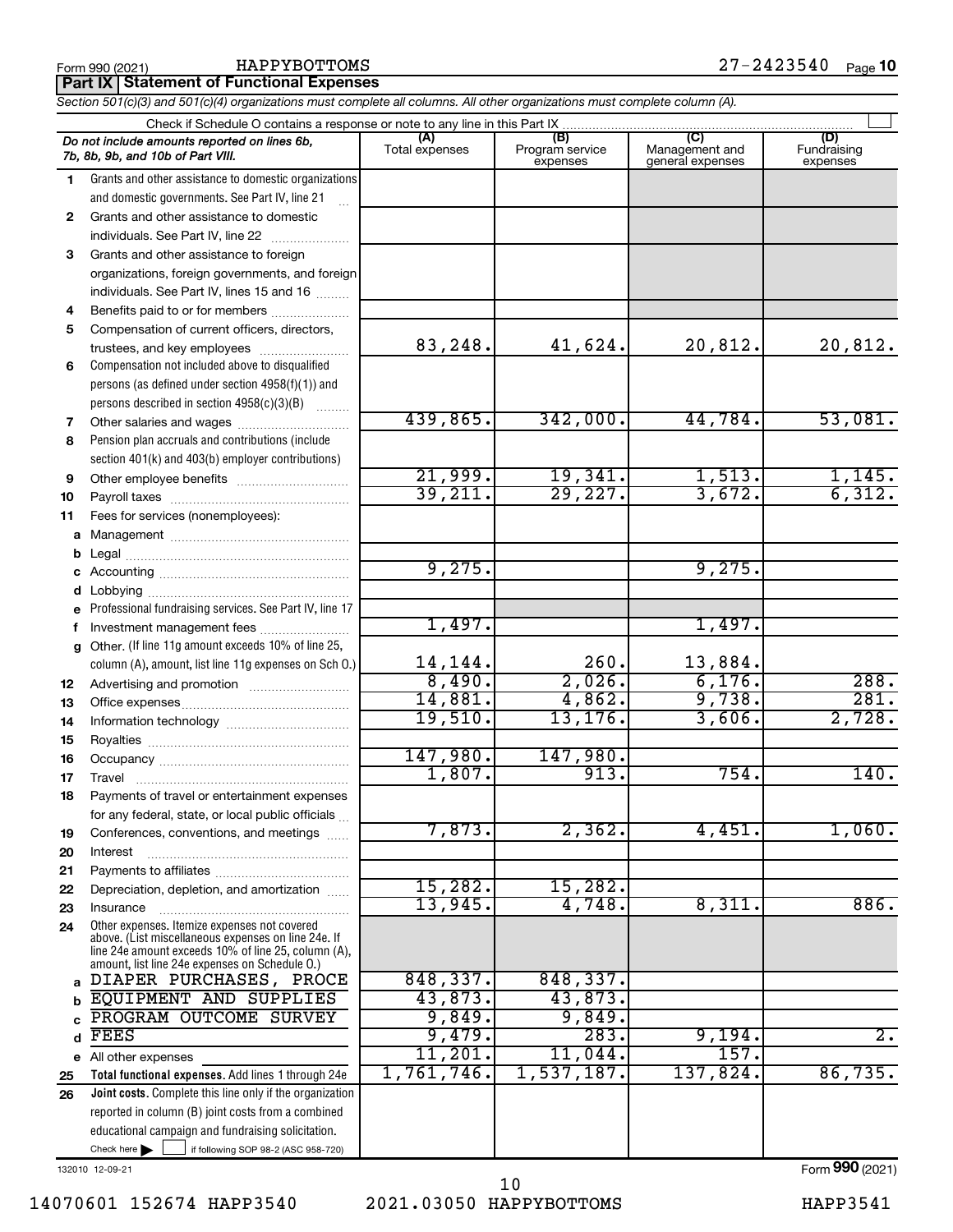Form 990 (2021) HAPPYBOTTOMS 27-2423540 Page 10

## Part IX Statement of Functional Expenses

*Section 501(c)(3) and 501(c)(4) organizations must complete all columns. All other organizations must complete column (A).*

Check if Schedule O contains a response or note to any line in this Part IX ☐

| *Do not include amounts reported on lines 6b, 7b, 8b, 9b, and 10b of Part VIII.* | (A) Total expenses | (B) Program service expenses | (C) Management and general expenses | (D) Fundraising expenses |
|---|---|---|---|---|
| 1 Grants and other assistance to domestic organizations and domestic governments. See Part IV, line 21 | | | | |
| 2 Grants and other assistance to domestic individuals. See Part IV, line 22 | | | | |
| 3 Grants and other assistance to foreign organizations, foreign governments, and foreign individuals. See Part IV, lines 15 and 16 | | | | |
| 4 Benefits paid to or for members | | | | |
| 5 Compensation of current officers, directors, trustees, and key employees | 83,248. | 41,624. | 20,812. | 20,812. |
| 6 Compensation not included above to disqualified persons (as defined under section 4958(f)(1)) and persons described in section 4958(c)(3)(B) | | | | |
| 7 Other salaries and wages | 439,865. | 342,000. | 44,784. | 53,081. |
| 8 Pension plan accruals and contributions (include section 401(k) and 403(b) employer contributions) | | | | |
| 9 Other employee benefits | 21,999. | 19,341. | 1,513. | 1,145. |
| 10 Payroll taxes | 39,211. | 29,227. | 3,672. | 6,312. |
| 11 Fees for services (nonemployees): | | | | |
| a Management | | | | |
| b Legal | | | | |
| c Accounting | 9,275. | | 9,275. | |
| d Lobbying | | | | |
| e Professional fundraising services. See Part IV, line 17 | | | | |
| f Investment management fees | 1,497. | | 1,497. | |
| g Other. (If line 11g amount exceeds 10% of line 25, column (A), amount, list line 11g expenses on Sch O.) | 14,144. | 260. | 13,884. | |
| 12 Advertising and promotion | 8,490. | 2,026. | 6,176. | 288. |
| 13 Office expenses | 14,881. | 4,862. | 9,738. | 281. |
| 14 Information technology | 19,510. | 13,176. | 3,606. | 2,728. |
| 15 Royalties | | | | |
| 16 Occupancy | 147,980. | 147,980. | | |
| 17 Travel | 1,807. | 913. | 754. | 140. |
| 18 Payments of travel or entertainment expenses for any federal, state, or local public officials | | | | |
| 19 Conferences, conventions, and meetings | 7,873. | 2,362. | 4,451. | 1,060. |
| 20 Interest | | | | |
| 21 Payments to affiliates | | | | |
| 22 Depreciation, depletion, and amortization | 15,282. | 15,282. | | |
| 23 Insurance | 13,945. | 4,748. | 8,311. | 886. |
| 24 Other expenses. Itemize expenses not covered above. (List miscellaneous expenses on line 24e. If line 24e amount exceeds 10% of line 25, column (A), amount, list line 24e expenses on Schedule O.) | | | | |
| a DIAPER PURCHASES, PROCE | 848,337. | 848,337. | | |
| b EQUIPMENT AND SUPPLIES | 43,873. | 43,873. | | |
| c PROGRAM OUTCOME SURVEY | 9,849. | 9,849. | | |
| d FEES | 9,479. | 283. | 9,194. | 2. |
| e All other expenses | 11,201. | 11,044. | 157. | |
| 25 **Total functional expenses.** Add lines 1 through 24e | 1,761,746. | 1,537,187. | 137,824. | 86,735. |
| 26 **Joint costs.** Complete this line only if the organization reported in column (B) joint costs from a combined educational campaign and fundraising solicitation. Check here ☐ if following SOP 98-2 (ASC 958-720) | | | | |

132010 12-09-21

Form **990** (2021)

14070601 152674 HAPP3540 2021.03050 HAPPYBOTTOMS HAPP3541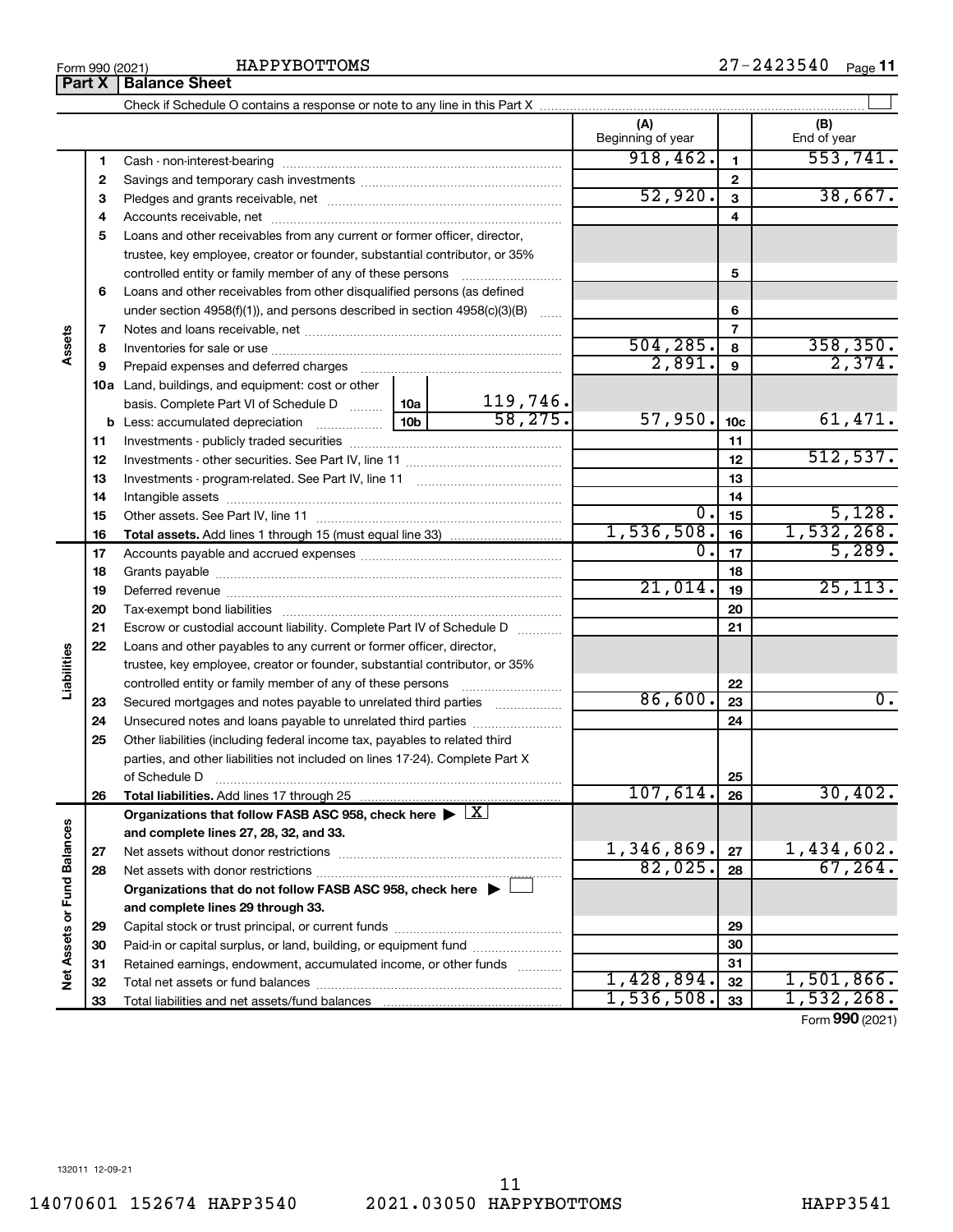Form 990 (2021) HAPPYBOTTOMS 27-2423540 Page 11

## Part X Balance Sheet

Check if Schedule O contains a response or note to any line in this Part X ☐

| | | | (A) Beginning of year | | (B) End of year |
|---|---|---|---|---|---|
| **Assets** | 1 | Cash - non-interest-bearing | 918,462. | 1 | 553,741. |
| | 2 | Savings and temporary cash investments | | 2 | |
| | 3 | Pledges and grants receivable, net | 52,920. | 3 | 38,667. |
| | 4 | Accounts receivable, net | | 4 | |
| | 5 | Loans and other receivables from any current or former officer, director, trustee, key employee, creator or founder, substantial contributor, or 35% controlled entity or family member of any of these persons | | 5 | |
| | 6 | Loans and other receivables from other disqualified persons (as defined under section 4958(f)(1)), and persons described in section 4958(c)(3)(B) | | 6 | |
| | 7 | Notes and loans receivable, net | | 7 | |
| | 8 | Inventories for sale or use | 504,285. | 8 | 358,350. |
| | 9 | Prepaid expenses and deferred charges | 2,891. | 9 | 2,374. |
| | 10a | Land, buildings, and equipment: cost or other basis. Complete Part VI of Schedule D — 10a: 119,746. | | | |
| | b | Less: accumulated depreciation — 10b: 58,275. | 57,950. | 10c | 61,471. |
| | 11 | Investments - publicly traded securities | | 11 | |
| | 12 | Investments - other securities. See Part IV, line 11 | | 12 | 512,537. |
| | 13 | Investments - program-related. See Part IV, line 11 | | 13 | |
| | 14 | Intangible assets | | 14 | |
| | 15 | Other assets. See Part IV, line 11 | 0. | 15 | 5,128. |
| | 16 | **Total assets.** Add lines 1 through 15 (must equal line 33) | 1,536,508. | 16 | 1,532,268. |
| **Liabilities** | 17 | Accounts payable and accrued expenses | 0. | 17 | 5,289. |
| | 18 | Grants payable | | 18 | |
| | 19 | Deferred revenue | 21,014. | 19 | 25,113. |
| | 20 | Tax-exempt bond liabilities | | 20 | |
| | 21 | Escrow or custodial account liability. Complete Part IV of Schedule D | | 21 | |
| | 22 | Loans and other payables to any current or former officer, director, trustee, key employee, creator or founder, substantial contributor, or 35% controlled entity or family member of any of these persons | | 22 | |
| | 23 | Secured mortgages and notes payable to unrelated third parties | 86,600. | 23 | 0. |
| | 24 | Unsecured notes and loans payable to unrelated third parties | | 24 | |
| | 25 | Other liabilities (including federal income tax, payables to related third parties, and other liabilities not included on lines 17-24). Complete Part X of Schedule D | | 25 | |
| | 26 | **Total liabilities.** Add lines 17 through 25 | 107,614. | 26 | 30,402. |
| **Net Assets or Fund Balances** | | **Organizations that follow FASB ASC 958, check here** ▶ ☒ **and complete lines 27, 28, 32, and 33.** | | | |
| | 27 | Net assets without donor restrictions | 1,346,869. | 27 | 1,434,602. |
| | 28 | Net assets with donor restrictions | 82,025. | 28 | 67,264. |
| | | **Organizations that do not follow FASB ASC 958, check here** ▶ ☐ **and complete lines 29 through 33.** | | | |
| | 29 | Capital stock or trust principal, or current funds | | 29 | |
| | 30 | Paid-in or capital surplus, or land, building, or equipment fund | | 30 | |
| | 31 | Retained earnings, endowment, accumulated income, or other funds | | 31 | |
| | 32 | Total net assets or fund balances | 1,428,894. | 32 | 1,501,866. |
| | 33 | Total liabilities and net assets/fund balances | 1,536,508. | 33 | 1,532,268. |

Form **990** (2021)

132011 12-09-21

14070601 152674 HAPP3540 2021.03050 HAPPYBOTTOMS HAPP3541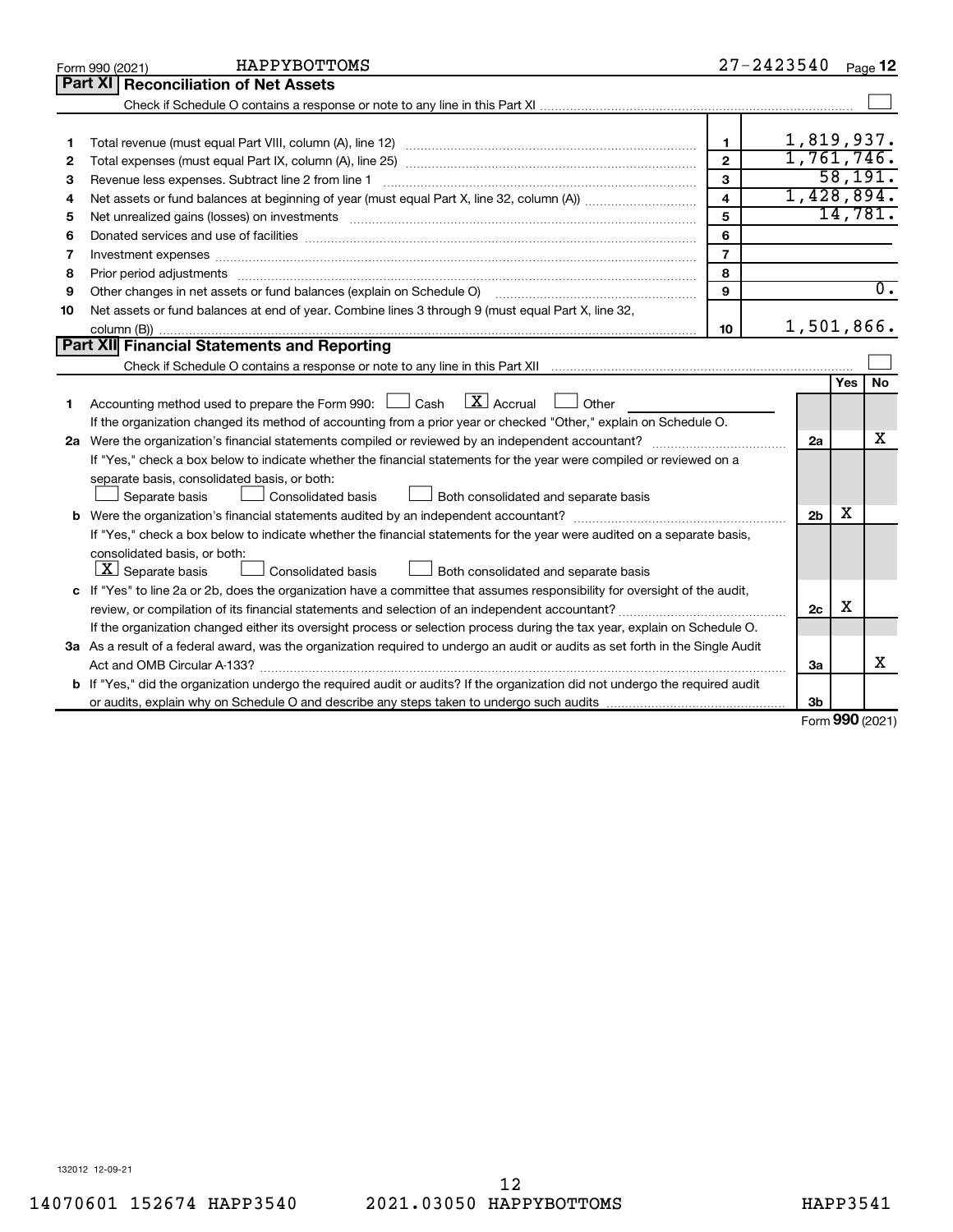Form 990 (2021) HAPPYBOTTOMS 27-2423540

## Part XI Reconciliation of Net Assets

Check if Schedule O contains a response or note to any line in this Part XI ☐

| | | | |
|---|---|---|---|
| 1 | Total revenue (must equal Part VIII, column (A), line 12) | 1 | 1,819,937. |
| 2 | Total expenses (must equal Part IX, column (A), line 25) | 2 | 1,761,746. |
| 3 | Revenue less expenses. Subtract line 2 from line 1 | 3 | 58,191. |
| 4 | Net assets or fund balances at beginning of year (must equal Part X, line 32, column (A)) | 4 | 1,428,894. |
| 5 | Net unrealized gains (losses) on investments | 5 | 14,781. |
| 6 | Donated services and use of facilities | 6 | |
| 7 | Investment expenses | 7 | |
| 8 | Prior period adjustments | 8 | |
| 9 | Other changes in net assets or fund balances (explain on Schedule O) | 9 | 0. |
| 10 | Net assets or fund balances at end of year. Combine lines 3 through 9 (must equal Part X, line 32, column (B)) | 10 | 1,501,866. |

## Part XII Financial Statements and Reporting

Check if Schedule O contains a response or note to any line in this Part XII ☐

| | | | Yes | No |
|---|---|---|---|---|
| 1 | Accounting method used to prepare the Form 990: ☐ Cash ☒ Accrual ☐ Other<br>If the organization changed its method of accounting from a prior year or checked "Other," explain on Schedule O. | | | |
| 2a | Were the organization's financial statements compiled or reviewed by an independent accountant?<br>If "Yes," check a box below to indicate whether the financial statements for the year were compiled or reviewed on a separate basis, consolidated basis, or both:<br>☐ Separate basis ☐ Consolidated basis ☐ Both consolidated and separate basis | 2a | | X |
| b | Were the organization's financial statements audited by an independent accountant?<br>If "Yes," check a box below to indicate whether the financial statements for the year were audited on a separate basis, consolidated basis, or both:<br>☒ Separate basis ☐ Consolidated basis ☐ Both consolidated and separate basis | 2b | X | |
| c | If "Yes" to line 2a or 2b, does the organization have a committee that assumes responsibility for oversight of the audit, review, or compilation of its financial statements and selection of an independent accountant?<br>If the organization changed either its oversight process or selection process during the tax year, explain on Schedule O. | 2c | X | |
| 3a | As a result of a federal award, was the organization required to undergo an audit or audits as set forth in the Single Audit Act and OMB Circular A-133? | 3a | | X |
| b | If "Yes," did the organization undergo the required audit or audits? If the organization did not undergo the required audit or audits, explain why on Schedule O and describe any steps taken to undergo such audits | 3b | | |

Form 990 (2021)

132012 12-09-21

14070601 152674 HAPP3540 2021.03050 HAPPYBOTTOMS HAPP3541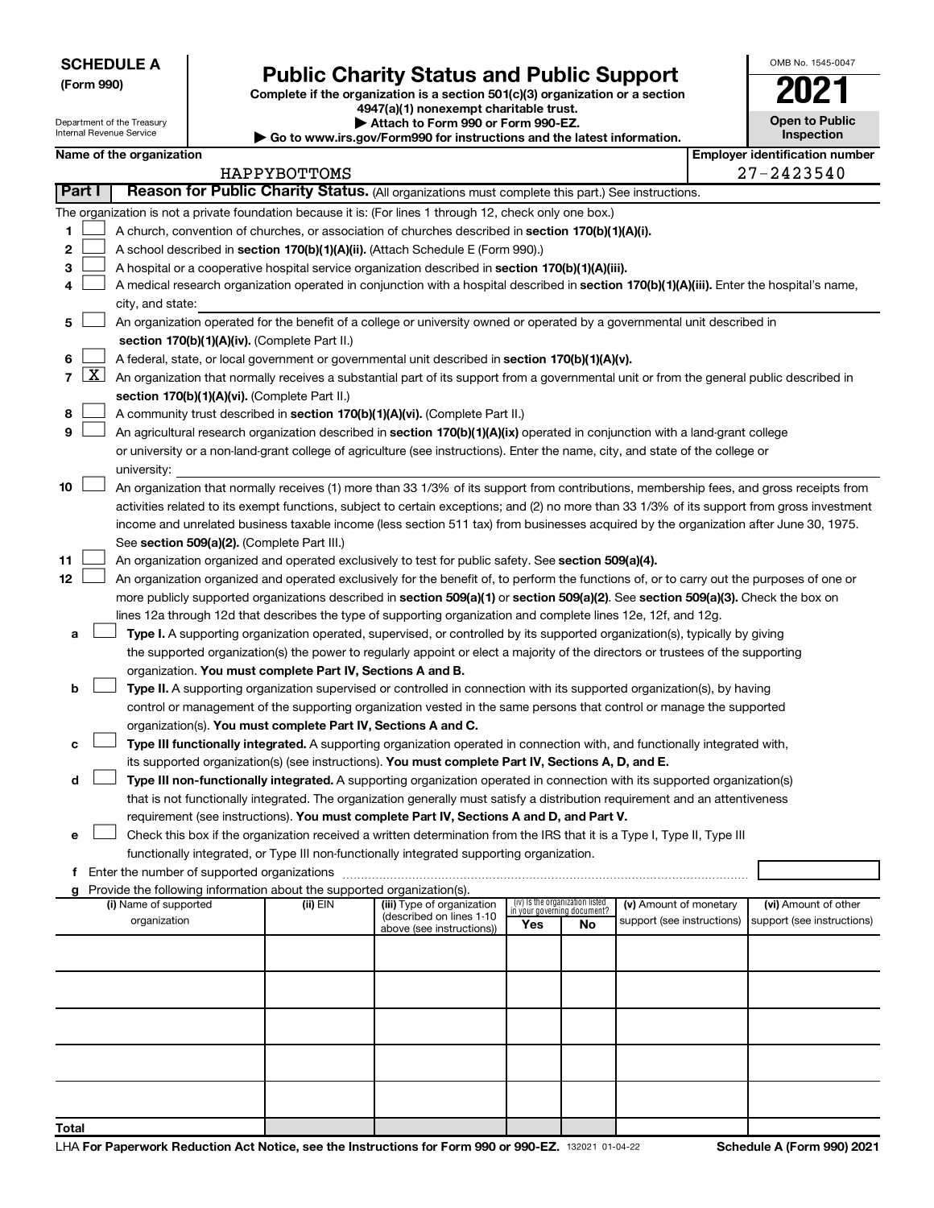**SCHEDULE A**
**(Form 990)**

Department of the Treasury
Internal Revenue Service

# Public Charity Status and Public Support

**Complete if the organization is a section 501(c)(3) organization or a section 4947(a)(1) nonexempt charitable trust.**
**▶ Attach to Form 990 or Form 990-EZ.**
**▶ Go to www.irs.gov/Form990 for instructions and the latest information.**

OMB No. 1545-0047
**2021**
**Open to Public Inspection**

**Name of the organization:** HAPPYBOTTOMS
**Employer identification number:** 27-2423540

**Part I — Reason for Public Charity Status.** (All organizations must complete this part.) See instructions.

The organization is not a private foundation because it is: (For lines 1 through 12, check only one box.)

1. ☐ A church, convention of churches, or association of churches described in **section 170(b)(1)(A)(i).**
2. ☐ A school described in **section 170(b)(1)(A)(ii).** (Attach Schedule E (Form 990).)
3. ☐ A hospital or a cooperative hospital service organization described in **section 170(b)(1)(A)(iii).**
4. ☐ A medical research organization operated in conjunction with a hospital described in **section 170(b)(1)(A)(iii).** Enter the hospital's name, city, and state: ____
5. ☐ An organization operated for the benefit of a college or university owned or operated by a governmental unit described in **section 170(b)(1)(A)(iv).** (Complete Part II.)
6. ☐ A federal, state, or local government or governmental unit described in **section 170(b)(1)(A)(v).**
7. ☒ An organization that normally receives a substantial part of its support from a governmental unit or from the general public described in **section 170(b)(1)(A)(vi).** (Complete Part II.)
8. ☐ A community trust described in **section 170(b)(1)(A)(vi).** (Complete Part II.)
9. ☐ An agricultural research organization described in **section 170(b)(1)(A)(ix)** operated in conjunction with a land-grant college or university or a non-land-grant college of agriculture (see instructions). Enter the name, city, and state of the college or university: ____
10. ☐ An organization that normally receives (1) more than 33 1/3% of its support from contributions, membership fees, and gross receipts from activities related to its exempt functions, subject to certain exceptions; and (2) no more than 33 1/3% of its support from gross investment income and unrelated business taxable income (less section 511 tax) from businesses acquired by the organization after June 30, 1975. See **section 509(a)(2).** (Complete Part III.)
11. ☐ An organization organized and operated exclusively to test for public safety. See **section 509(a)(4).**
12. ☐ An organization organized and operated exclusively for the benefit of, to perform the functions of, or to carry out the purposes of one or more publicly supported organizations described in **section 509(a)(1)** or **section 509(a)(2).** See **section 509(a)(3).** Check the box on lines 12a through 12d that describes the type of supporting organization and complete lines 12e, 12f, and 12g.
   - **a** ☐ **Type I.** A supporting organization operated, supervised, or controlled by its supported organization(s), typically by giving the supported organization(s) the power to regularly appoint or elect a majority of the directors or trustees of the supporting organization. **You must complete Part IV, Sections A and B.**
   - **b** ☐ **Type II.** A supporting organization supervised or controlled in connection with its supported organization(s), by having control or management of the supporting organization vested in the same persons that control or manage the supported organization(s). **You must complete Part IV, Sections A and C.**
   - **c** ☐ **Type III functionally integrated.** A supporting organization operated in connection with, and functionally integrated with, its supported organization(s) (see instructions). **You must complete Part IV, Sections A, D, and E.**
   - **d** ☐ **Type III non-functionally integrated.** A supporting organization operated in connection with its supported organization(s) that is not functionally integrated. The organization generally must satisfy a distribution requirement and an attentiveness requirement (see instructions). **You must complete Part IV, Sections A and D, and Part V.**
   - **e** ☐ Check this box if the organization received a written determination from the IRS that it is a Type I, Type II, Type III functionally integrated, or Type III non-functionally integrated supporting organization.
   - **f** Enter the number of supported organizations ____
   - **g** Provide the following information about the supported organization(s).

| (i) Name of supported organization | (ii) EIN | (iii) Type of organization (described on lines 1-10 above (see instructions)) | (iv) Is the organization listed in your governing document? Yes | No | (v) Amount of monetary support (see instructions) | (vi) Amount of other support (see instructions) |
|---|---|---|---|---|---|---|
| | | | | | | |
| | | | | | | |
| | | | | | | |
| | | | | | | |
| | | | | | | |
| **Total** | | | | | | |

LHA **For Paperwork Reduction Act Notice, see the Instructions for Form 990 or 990-EZ.** 132021 01-04-22 **Schedule A (Form 990) 2021**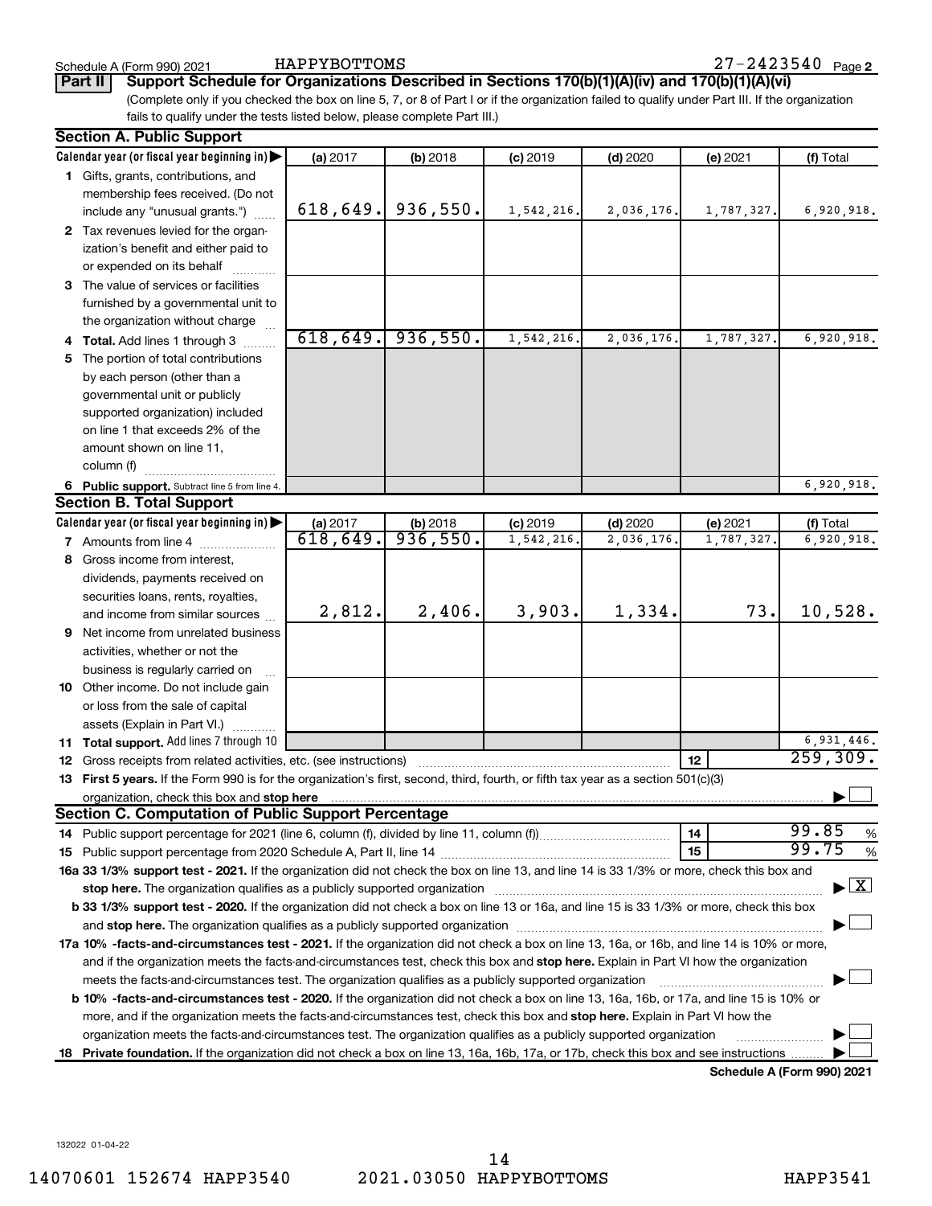Schedule A (Form 990) 2021 HAPPYBOTTOMS 27-2423540 Page 2

**Part II** **Support Schedule for Organizations Described in Sections 170(b)(1)(A)(iv) and 170(b)(1)(A)(vi)**

(Complete only if you checked the box on line 5, 7, or 8 of Part I or if the organization failed to qualify under Part III. If the organization fails to qualify under the tests listed below, please complete Part III.)

## Section A. Public Support

| Calendar year (or fiscal year beginning in) | (a) 2017 | (b) 2018 | (c) 2019 | (d) 2020 | (e) 2021 | (f) Total |
|---|---|---|---|---|---|---|
| **1** Gifts, grants, contributions, and membership fees received. (Do not include any "unusual grants.") | 618,649. | 936,550. | 1,542,216. | 2,036,176. | 1,787,327. | 6,920,918. |
| **2** Tax revenues levied for the organization's benefit and either paid to or expended on its behalf | | | | | | |
| **3** The value of services or facilities furnished by a governmental unit to the organization without charge | | | | | | |
| **4** **Total.** Add lines 1 through 3 | 618,649. | 936,550. | 1,542,216. | 2,036,176. | 1,787,327. | 6,920,918. |
| **5** The portion of total contributions by each person (other than a governmental unit or publicly supported organization) included on line 1 that exceeds 2% of the amount shown on line 11, column (f) | | | | | | |
| **6** **Public support.** Subtract line 5 from line 4. | | | | | | 6,920,918. |

## Section B. Total Support

| Calendar year (or fiscal year beginning in) | (a) 2017 | (b) 2018 | (c) 2019 | (d) 2020 | (e) 2021 | (f) Total |
|---|---|---|---|---|---|---|
| **7** Amounts from line 4 | 618,649. | 936,550. | 1,542,216. | 2,036,176. | 1,787,327. | 6,920,918. |
| **8** Gross income from interest, dividends, payments received on securities loans, rents, royalties, and income from similar sources | 2,812. | 2,406. | 3,903. | 1,334. | 73. | 10,528. |
| **9** Net income from unrelated business activities, whether or not the business is regularly carried on | | | | | | |
| **10** Other income. Do not include gain or loss from the sale of capital assets (Explain in Part VI.) | | | | | | |
| **11** **Total support.** Add lines 7 through 10 | | | | | | 6,931,446. |

**12** Gross receipts from related activities, etc. (see instructions) | **12** | 259,309.

**13** **First 5 years.** If the Form 990 is for the organization's first, second, third, fourth, or fifth tax year as a section 501(c)(3) organization, check this box and **stop here** ☐

## Section C. Computation of Public Support Percentage

**14** Public support percentage for 2021 (line 6, column (f), divided by line 11, column (f)) | **14** | 99.85 %

**15** Public support percentage from 2020 Schedule A, Part II, line 14 | **15** | 99.75 %

**16a 33 1/3% support test - 2021.** If the organization did not check the box on line 13, and line 14 is 33 1/3% or more, check this box and **stop here.** The organization qualifies as a publicly supported organization ☒

**b 33 1/3% support test - 2020.** If the organization did not check a box on line 13 or 16a, and line 15 is 33 1/3% or more, check this box and **stop here.** The organization qualifies as a publicly supported organization ☐

**17a 10% -facts-and-circumstances test - 2021.** If the organization did not check a box on line 13, 16a, or 16b, and line 14 is 10% or more, and if the organization meets the facts-and-circumstances test, check this box and **stop here.** Explain in Part VI how the organization meets the facts-and-circumstances test. The organization qualifies as a publicly supported organization ☐

**b 10% -facts-and-circumstances test - 2020.** If the organization did not check a box on line 13, 16a, 16b, or 17a, and line 15 is 10% or more, and if the organization meets the facts-and-circumstances test, check this box and **stop here.** Explain in Part VI how the organization meets the facts-and-circumstances test. The organization qualifies as a publicly supported organization ☐

**18** **Private foundation.** If the organization did not check a box on line 13, 16a, 16b, 17a, or 17b, check this box and see instructions ☐

**Schedule A (Form 990) 2021**

132022 01-04-22

14070601 152674 HAPP3540 2021.03050 HAPPYBOTTOMS HAPP3541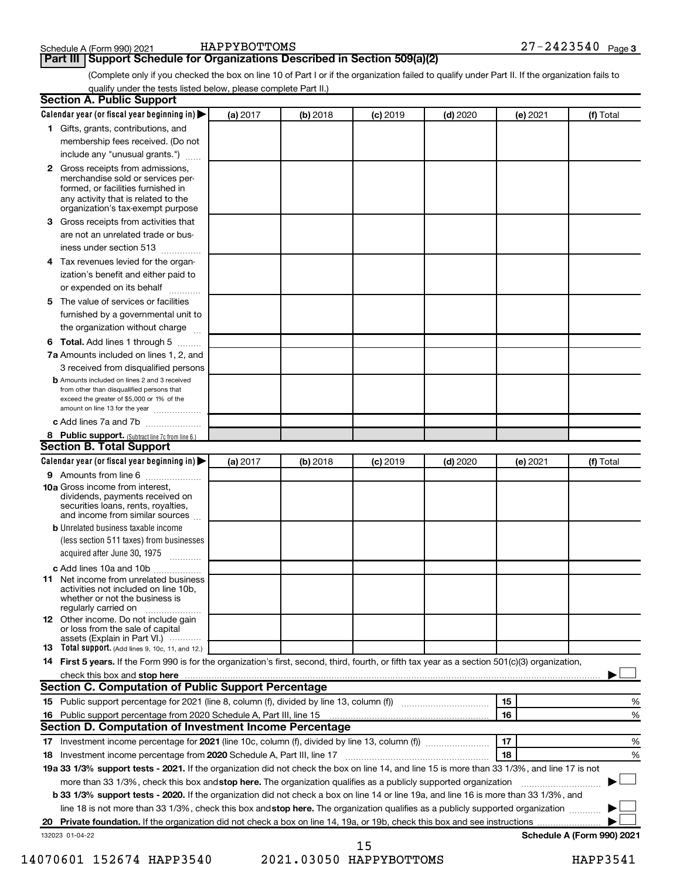Schedule A (Form 990) 2021 HAPPYBOTTOMS 27-2423540 Page 3

## Part III Support Schedule for Organizations Described in Section 509(a)(2)

(Complete only if you checked the box on line 10 of Part I or if the organization failed to qualify under Part II. If the organization fails to qualify under the tests listed below, please complete Part II.)

### Section A. Public Support

| Calendar year (or fiscal year beginning in) ▶ | (a) 2017 | (b) 2018 | (c) 2019 | (d) 2020 | (e) 2021 | (f) Total |
|---|---|---|---|---|---|---|
| **1** Gifts, grants, contributions, and membership fees received. (Do not include any "unusual grants.") | | | | | | |
| **2** Gross receipts from admissions, merchandise sold or services performed, or facilities furnished in any activity that is related to the organization's tax-exempt purpose | | | | | | |
| **3** Gross receipts from activities that are not an unrelated trade or business under section 513 | | | | | | |
| **4** Tax revenues levied for the organization's benefit and either paid to or expended on its behalf | | | | | | |
| **5** The value of services or facilities furnished by a governmental unit to the organization without charge | | | | | | |
| **6 Total.** Add lines 1 through 5 | | | | | | |
| **7a** Amounts included on lines 1, 2, and 3 received from disqualified persons | | | | | | |
| **b** Amounts included on lines 2 and 3 received from other than disqualified persons that exceed the greater of $5,000 or 1% of the amount on line 13 for the year | | | | | | |
| **c** Add lines 7a and 7b | | | | | | |
| **8 Public support.** (Subtract line 7c from line 6.) | | | | | | |

### Section B. Total Support

| Calendar year (or fiscal year beginning in) ▶ | (a) 2017 | (b) 2018 | (c) 2019 | (d) 2020 | (e) 2021 | (f) Total |
|---|---|---|---|---|---|---|
| **9** Amounts from line 6 | | | | | | |
| **10a** Gross income from interest, dividends, payments received on securities loans, rents, royalties, and income from similar sources | | | | | | |
| **b** Unrelated business taxable income (less section 511 taxes) from businesses acquired after June 30, 1975 | | | | | | |
| **c** Add lines 10a and 10b | | | | | | |
| **11** Net income from unrelated business activities not included on line 10b, whether or not the business is regularly carried on | | | | | | |
| **12** Other income. Do not include gain or loss from the sale of capital assets (Explain in Part VI.) | | | | | | |
| **13 Total support.** (Add lines 9, 10c, 11, and 12.) | | | | | | |

**14 First 5 years.** If the Form 990 is for the organization's first, second, third, fourth, or fifth tax year as a section 501(c)(3) organization, check this box and **stop here** ▶ ☐

### Section C. Computation of Public Support Percentage

| | | | |
|---|---|---|---|
| **15** Public support percentage for 2021 (line 8, column (f), divided by line 13, column (f)) | 15 | | % |
| **16** Public support percentage from 2020 Schedule A, Part III, line 15 | 16 | | % |

### Section D. Computation of Investment Income Percentage

| | | | |
|---|---|---|---|
| **17** Investment income percentage for **2021** (line 10c, column (f), divided by line 13, column (f)) | 17 | | % |
| **18** Investment income percentage from **2020** Schedule A, Part III, line 17 | 18 | | % |

**19a 33 1/3% support tests - 2021.** If the organization did not check the box on line 14, and line 15 is more than 33 1/3%, and line 17 is not more than 33 1/3%, check this box and **stop here.** The organization qualifies as a publicly supported organization ▶ ☐

**b 33 1/3% support tests - 2020.** If the organization did not check a box on line 14 or line 19a, and line 16 is more than 33 1/3%, and line 18 is not more than 33 1/3%, check this box and **stop here.** The organization qualifies as a publicly supported organization ▶ ☐

**20 Private foundation.** If the organization did not check a box on line 14, 19a, or 19b, check this box and see instructions ▶ ☐

132023 01-04-22 **Schedule A (Form 990) 2021**

14070601 152674 HAPP3540 2021.03050 HAPPYBOTTOMS HAPP3541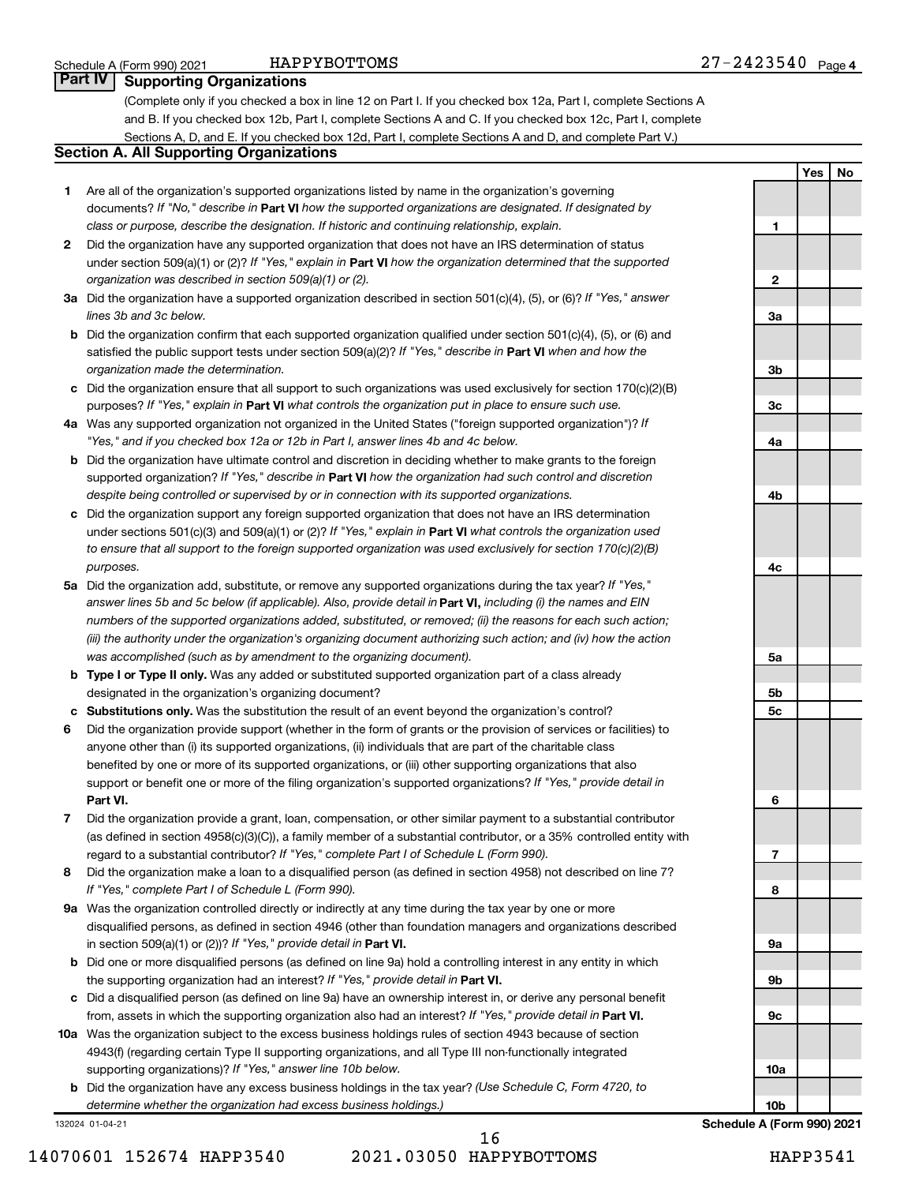## Part IV Supporting Organizations

(Complete only if you checked a box in line 12 on Part I. If you checked box 12a, Part I, complete Sections A and B. If you checked box 12b, Part I, complete Sections A and C. If you checked box 12c, Part I, complete Sections A, D, and E. If you checked box 12d, Part I, complete Sections A and D, and complete Part V.)

### Section A. All Supporting Organizations

| | | | Yes | No |
|---|---|---|---|---|
| **1** | Are all of the organization's supported organizations listed by name in the organization's governing documents? *If "No," describe in* **Part VI** *how the supported organizations are designated. If designated by class or purpose, describe the designation. If historic and continuing relationship, explain.* | 1 | | |
| **2** | Did the organization have any supported organization that does not have an IRS determination of status under section 509(a)(1) or (2)? *If "Yes," explain in* **Part VI** *how the organization determined that the supported organization was described in section 509(a)(1) or (2).* | 2 | | |
| **3a** | Did the organization have a supported organization described in section 501(c)(4), (5), or (6)? *If "Yes," answer lines 3b and 3c below.* | 3a | | |
| **b** | Did the organization confirm that each supported organization qualified under section 501(c)(4), (5), or (6) and satisfied the public support tests under section 509(a)(2)? *If "Yes," describe in* **Part VI** *when and how the organization made the determination.* | 3b | | |
| **c** | Did the organization ensure that all support to such organizations was used exclusively for section 170(c)(2)(B) purposes? *If "Yes," explain in* **Part VI** *what controls the organization put in place to ensure such use.* | 3c | | |
| **4a** | Was any supported organization not organized in the United States ("foreign supported organization")? *If "Yes," and if you checked box 12a or 12b in Part I, answer lines 4b and 4c below.* | 4a | | |
| **b** | Did the organization have ultimate control and discretion in deciding whether to make grants to the foreign supported organization? *If "Yes," describe in* **Part VI** *how the organization had such control and discretion despite being controlled or supervised by or in connection with its supported organizations.* | 4b | | |
| **c** | Did the organization support any foreign supported organization that does not have an IRS determination under sections 501(c)(3) and 509(a)(1) or (2)? *If "Yes," explain in* **Part VI** *what controls the organization used to ensure that all support to the foreign supported organization was used exclusively for section 170(c)(2)(B) purposes.* | 4c | | |
| **5a** | Did the organization add, substitute, or remove any supported organizations during the tax year? *If "Yes," answer lines 5b and 5c below (if applicable). Also, provide detail in* **Part VI,** *including (i) the names and EIN numbers of the supported organizations added, substituted, or removed; (ii) the reasons for each such action; (iii) the authority under the organization's organizing document authorizing such action; and (iv) how the action was accomplished (such as by amendment to the organizing document).* | 5a | | |
| **b** | **Type I or Type II only.** Was any added or substituted supported organization part of a class already designated in the organization's organizing document? | 5b | | |
| **c** | **Substitutions only.** Was the substitution the result of an event beyond the organization's control? | 5c | | |
| **6** | Did the organization provide support (whether in the form of grants or the provision of services or facilities) to anyone other than (i) its supported organizations, (ii) individuals that are part of the charitable class benefited by one or more of its supported organizations, or (iii) other supporting organizations that also support or benefit one or more of the filing organization's supported organizations? *If "Yes," provide detail in* **Part VI.** | 6 | | |
| **7** | Did the organization provide a grant, loan, compensation, or other similar payment to a substantial contributor (as defined in section 4958(c)(3)(C)), a family member of a substantial contributor, or a 35% controlled entity with regard to a substantial contributor? *If "Yes," complete Part I of Schedule L (Form 990).* | 7 | | |
| **8** | Did the organization make a loan to a disqualified person (as defined in section 4958) not described on line 7? *If "Yes," complete Part I of Schedule L (Form 990).* | 8 | | |
| **9a** | Was the organization controlled directly or indirectly at any time during the tax year by one or more disqualified persons, as defined in section 4946 (other than foundation managers and organizations described in section 509(a)(1) or (2))? *If "Yes," provide detail in* **Part VI.** | 9a | | |
| **b** | Did one or more disqualified persons (as defined on line 9a) hold a controlling interest in any entity in which the supporting organization had an interest? *If "Yes," provide detail in* **Part VI.** | 9b | | |
| **c** | Did a disqualified person (as defined on line 9a) have an ownership interest in, or derive any personal benefit from, assets in which the supporting organization also had an interest? *If "Yes," provide detail in* **Part VI.** | 9c | | |
| **10a** | Was the organization subject to the excess business holdings rules of section 4943 because of section 4943(f) (regarding certain Type II supporting organizations, and all Type III non-functionally integrated supporting organizations)? *If "Yes," answer line 10b below.* | 10a | | |
| **b** | Did the organization have any excess business holdings in the tax year? *(Use Schedule C, Form 4720, to determine whether the organization had excess business holdings.)* | 10b | | |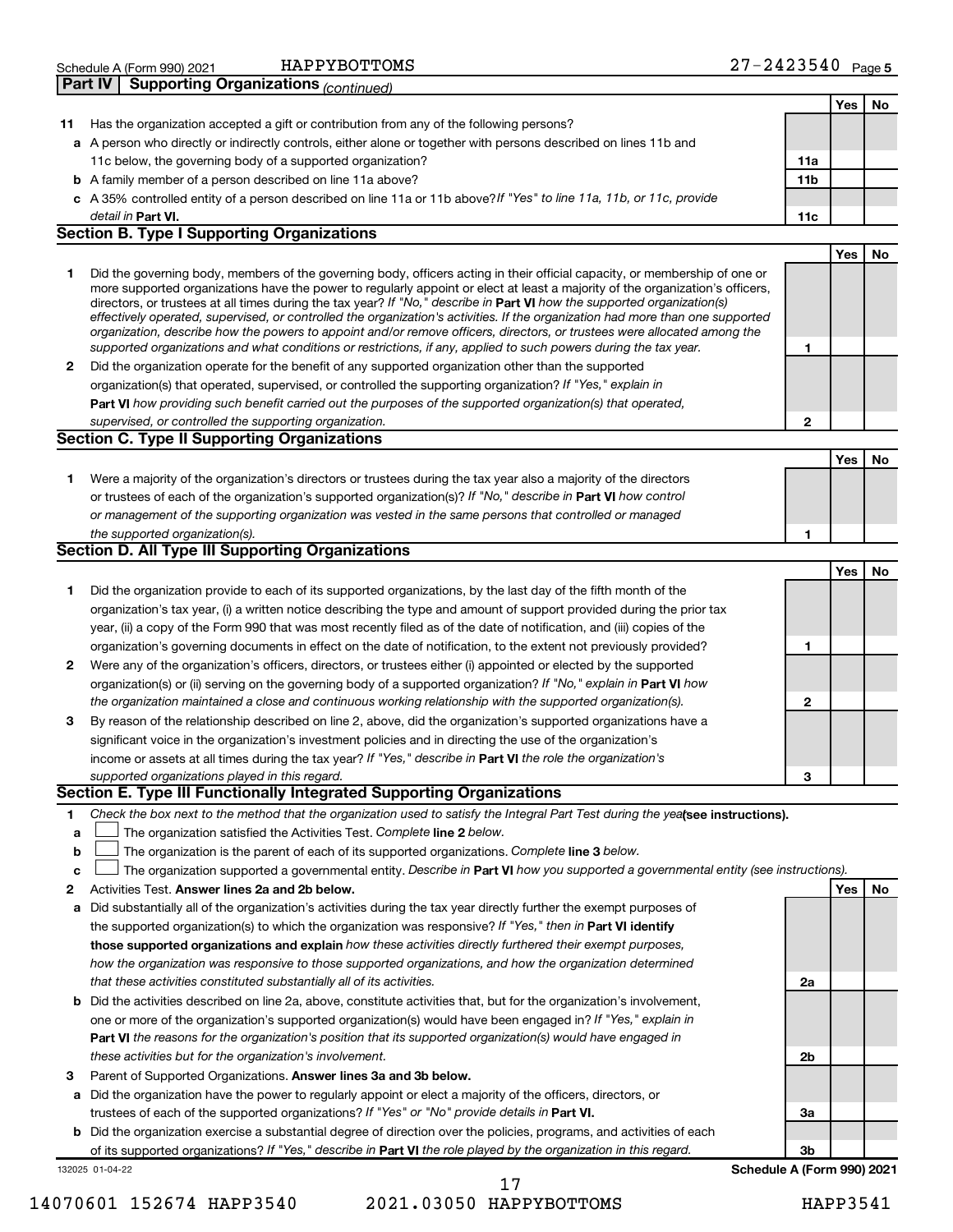Schedule A (Form 990) 2021 HAPPYBOTTOMS 27-2423540 Page 5

**Part IV | Supporting Organizations** *(continued)*

| | | | Yes | No |
|---|---|---|---|---|
| **11** | Has the organization accepted a gift or contribution from any of the following persons? | | | |
| **a** | A person who directly or indirectly controls, either alone or together with persons described on lines 11b and 11c below, the governing body of a supported organization? | **11a** | | |
| **b** | A family member of a person described on line 11a above? | **11b** | | |
| **c** | A 35% controlled entity of a person described on line 11a or 11b above? *If "Yes" to line 11a, 11b, or 11c, provide detail in* **Part VI.** | **11c** | | |

## Section B. Type I Supporting Organizations

| | | | Yes | No |
|---|---|---|---|---|
| **1** | Did the governing body, members of the governing body, officers acting in their official capacity, or membership of one or more supported organizations have the power to regularly appoint or elect at least a majority of the organization's officers, directors, or trustees at all times during the tax year? *If "No," describe in* **Part VI** *how the supported organization(s) effectively operated, supervised, or controlled the organization's activities. If the organization had more than one supported organization, describe how the powers to appoint and/or remove officers, directors, or trustees were allocated among the supported organizations and what conditions or restrictions, if any, applied to such powers during the tax year.* | **1** | | |
| **2** | Did the organization operate for the benefit of any supported organization other than the supported organization(s) that operated, supervised, or controlled the supporting organization? *If "Yes," explain in* **Part VI** *how providing such benefit carried out the purposes of the supported organization(s) that operated, supervised, or controlled the supporting organization.* | **2** | | |

## Section C. Type II Supporting Organizations

| | | | Yes | No |
|---|---|---|---|---|
| **1** | Were a majority of the organization's directors or trustees during the tax year also a majority of the directors or trustees of each of the organization's supported organization(s)? *If "No," describe in* **Part VI** *how control or management of the supporting organization was vested in the same persons that controlled or managed the supported organization(s).* | **1** | | |

## Section D. All Type III Supporting Organizations

| | | | Yes | No |
|---|---|---|---|---|
| **1** | Did the organization provide to each of its supported organizations, by the last day of the fifth month of the organization's tax year, (i) a written notice describing the type and amount of support provided during the prior tax year, (ii) a copy of the Form 990 that was most recently filed as of the date of notification, and (iii) copies of the organization's governing documents in effect on the date of notification, to the extent not previously provided? | **1** | | |
| **2** | Were any of the organization's officers, directors, or trustees either (i) appointed or elected by the supported organization(s) or (ii) serving on the governing body of a supported organization? *If "No," explain in* **Part VI** *how the organization maintained a close and continuous working relationship with the supported organization(s).* | **2** | | |
| **3** | By reason of the relationship described on line 2, above, did the organization's supported organizations have a significant voice in the organization's investment policies and in directing the use of the organization's income or assets at all times during the tax year? *If "Yes," describe in* **Part VI** *the role the organization's supported organizations played in this regard.* | **3** | | |

## Section E. Type III Functionally Integrated Supporting Organizations

**1** *Check the box next to the method that the organization used to satisfy the Integral Part Test during the year* **(see instructions).**

- **a** ☐ The organization satisfied the Activities Test. *Complete* **line 2** *below.*
- **b** ☐ The organization is the parent of each of its supported organizations. *Complete* **line 3** *below.*
- **c** ☐ The organization supported a governmental entity. *Describe in* **Part VI** *how you supported a governmental entity (see instructions).*

| | | | Yes | No |
|---|---|---|---|---|
| **2** | Activities Test. **Answer lines 2a and 2b below.** | | | |
| **a** | Did substantially all of the organization's activities during the tax year directly further the exempt purposes of the supported organization(s) to which the organization was responsive? *If "Yes," then in* **Part VI identify those supported organizations and explain** *how these activities directly furthered their exempt purposes, how the organization was responsive to those supported organizations, and how the organization determined that these activities constituted substantially all of its activities.* | **2a** | | |
| **b** | Did the activities described on line 2a, above, constitute activities that, but for the organization's involvement, one or more of the organization's supported organization(s) would have been engaged in? *If "Yes," explain in* **Part VI** *the reasons for the organization's position that its supported organization(s) would have engaged in these activities but for the organization's involvement.* | **2b** | | |
| **3** | Parent of Supported Organizations. **Answer lines 3a and 3b below.** | | | |
| **a** | Did the organization have the power to regularly appoint or elect a majority of the officers, directors, or trustees of each of the supported organizations? *If "Yes" or "No" provide details in* **Part VI.** | **3a** | | |
| **b** | Did the organization exercise a substantial degree of direction over the policies, programs, and activities of each of its supported organizations? *If "Yes," describe in* **Part VI** *the role played by the organization in this regard.* | **3b** | | |

132025 01-04-22 **Schedule A (Form 990) 2021**

14070601 152674 HAPP3540 2021.03050 HAPPYBOTTOMS HAPP3541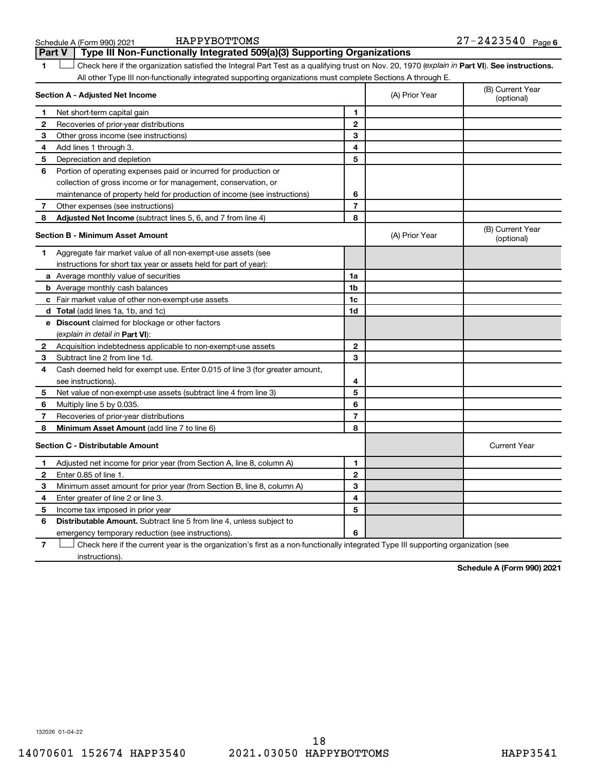Schedule A (Form 990) 2021 HAPPYBOTTOMS 27-2423540 Page 6

## Part V Type III Non-Functionally Integrated 509(a)(3) Supporting Organizations

**1** ☐ Check here if the organization satisfied the Integral Part Test as a qualifying trust on Nov. 20, 1970 (*explain in* **Part VI**). **See instructions.** All other Type III non-functionally integrated supporting organizations must complete Sections A through E.

| **Section A - Adjusted Net Income** | | (A) Prior Year | (B) Current Year (optional) |
|---|---|---|---|
| **1** Net short-term capital gain | 1 | | |
| **2** Recoveries of prior-year distributions | 2 | | |
| **3** Other gross income (see instructions) | 3 | | |
| **4** Add lines 1 through 3. | 4 | | |
| **5** Depreciation and depletion | 5 | | |
| **6** Portion of operating expenses paid or incurred for production or collection of gross income or for management, conservation, or maintenance of property held for production of income (see instructions) | 6 | | |
| **7** Other expenses (see instructions) | 7 | | |
| **8** **Adjusted Net Income** (subtract lines 5, 6, and 7 from line 4) | 8 | | |

| **Section B - Minimum Asset Amount** | | (A) Prior Year | (B) Current Year (optional) |
|---|---|---|---|
| **1** Aggregate fair market value of all non-exempt-use assets (see instructions for short tax year or assets held for part of year): | | | |
| **a** Average monthly value of securities | 1a | | |
| **b** Average monthly cash balances | 1b | | |
| **c** Fair market value of other non-exempt-use assets | 1c | | |
| **d** **Total** (add lines 1a, 1b, and 1c) | 1d | | |
| **e** **Discount** claimed for blockage or other factors (*explain in detail in* **Part VI**): | | | |
| **2** Acquisition indebtedness applicable to non-exempt-use assets | 2 | | |
| **3** Subtract line 2 from line 1d. | 3 | | |
| **4** Cash deemed held for exempt use. Enter 0.015 of line 3 (for greater amount, see instructions). | 4 | | |
| **5** Net value of non-exempt-use assets (subtract line 4 from line 3) | 5 | | |
| **6** Multiply line 5 by 0.035. | 6 | | |
| **7** Recoveries of prior-year distributions | 7 | | |
| **8** **Minimum Asset Amount** (add line 7 to line 6) | 8 | | |

| **Section C - Distributable Amount** | | | Current Year |
|---|---|---|---|
| **1** Adjusted net income for prior year (from Section A, line 8, column A) | 1 | | |
| **2** Enter 0.85 of line 1. | 2 | | |
| **3** Minimum asset amount for prior year (from Section B, line 8, column A) | 3 | | |
| **4** Enter greater of line 2 or line 3. | 4 | | |
| **5** Income tax imposed in prior year | 5 | | |
| **6** **Distributable Amount.** Subtract line 5 from line 4, unless subject to emergency temporary reduction (see instructions). | 6 | | |

**7** ☐ Check here if the current year is the organization's first as a non-functionally integrated Type III supporting organization (see instructions).

**Schedule A (Form 990) 2021**

132026 01-04-22

14070601 152674 HAPP3540 2021.03050 HAPPYBOTTOMS HAPP3541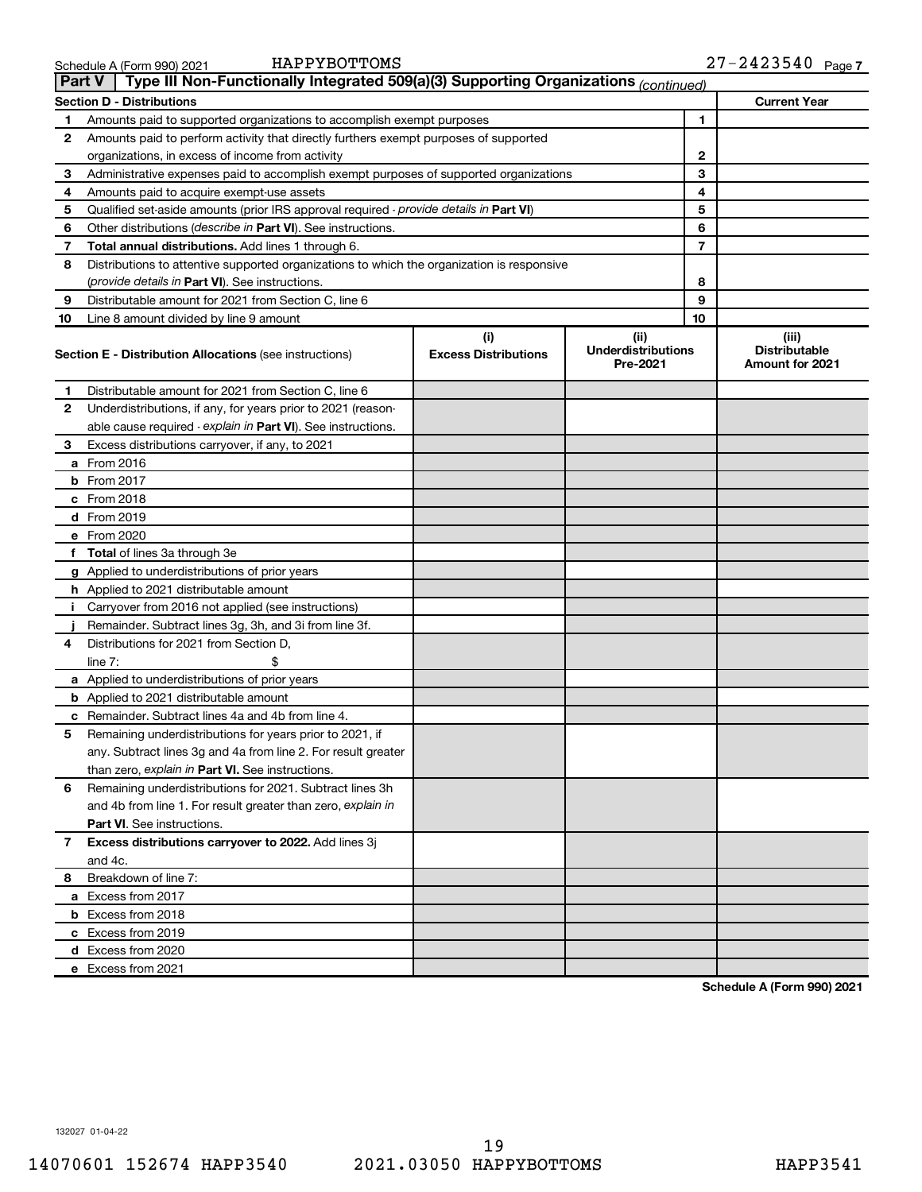Schedule A (Form 990) 2021 HAPPYBOTTOMS 27-2423540 Page 7

## Part V Type III Non-Functionally Integrated 509(a)(3) Supporting Organizations *(continued)*

| Section D - Distributions | | | Current Year |
|---|---|---|---|
| 1 | Amounts paid to supported organizations to accomplish exempt purposes | 1 | |
| 2 | Amounts paid to perform activity that directly furthers exempt purposes of supported organizations, in excess of income from activity | 2 | |
| 3 | Administrative expenses paid to accomplish exempt purposes of supported organizations | 3 | |
| 4 | Amounts paid to acquire exempt-use assets | 4 | |
| 5 | Qualified set-aside amounts (prior IRS approval required - *provide details in* **Part VI**) | 5 | |
| 6 | Other distributions (*describe in* **Part VI**). See instructions. | 6 | |
| 7 | **Total annual distributions.** Add lines 1 through 6. | 7 | |
| 8 | Distributions to attentive supported organizations to which the organization is responsive (*provide details in* **Part VI**). See instructions. | 8 | |
| 9 | Distributable amount for 2021 from Section C, line 6 | 9 | |
| 10 | Line 8 amount divided by line 9 amount | 10 | |

| Section E - Distribution Allocations (see instructions) | (i) Excess Distributions | (ii) Underdistributions Pre-2021 | (iii) Distributable Amount for 2021 |
|---|---|---|---|
| 1 Distributable amount for 2021 from Section C, line 6 | | | |
| 2 Underdistributions, if any, for years prior to 2021 (reasonable cause required - *explain in* **Part VI**). See instructions. | | | |
| 3 Excess distributions carryover, if any, to 2021 | | | |
| a From 2016 | | | |
| b From 2017 | | | |
| c From 2018 | | | |
| d From 2019 | | | |
| e From 2020 | | | |
| f **Total** of lines 3a through 3e | | | |
| g Applied to underdistributions of prior years | | | |
| h Applied to 2021 distributable amount | | | |
| i Carryover from 2016 not applied (see instructions) | | | |
| j Remainder. Subtract lines 3g, 3h, and 3i from line 3f. | | | |
| 4 Distributions for 2021 from Section D, line 7: $ | | | |
| a Applied to underdistributions of prior years | | | |
| b Applied to 2021 distributable amount | | | |
| c Remainder. Subtract lines 4a and 4b from line 4. | | | |
| 5 Remaining underdistributions for years prior to 2021, if any. Subtract lines 3g and 4a from line 2. For result greater than zero, *explain in* **Part VI.** See instructions. | | | |
| 6 Remaining underdistributions for 2021. Subtract lines 3h and 4b from line 1. For result greater than zero, *explain in* **Part VI**. See instructions. | | | |
| 7 **Excess distributions carryover to 2022.** Add lines 3j and 4c. | | | |
| 8 Breakdown of line 7: | | | |
| a Excess from 2017 | | | |
| b Excess from 2018 | | | |
| c Excess from 2019 | | | |
| d Excess from 2020 | | | |
| e Excess from 2021 | | | |

**Schedule A (Form 990) 2021**

132027 01-04-22

14070601 152674 HAPP3540 2021.03050 HAPPYBOTTOMS HAPP3541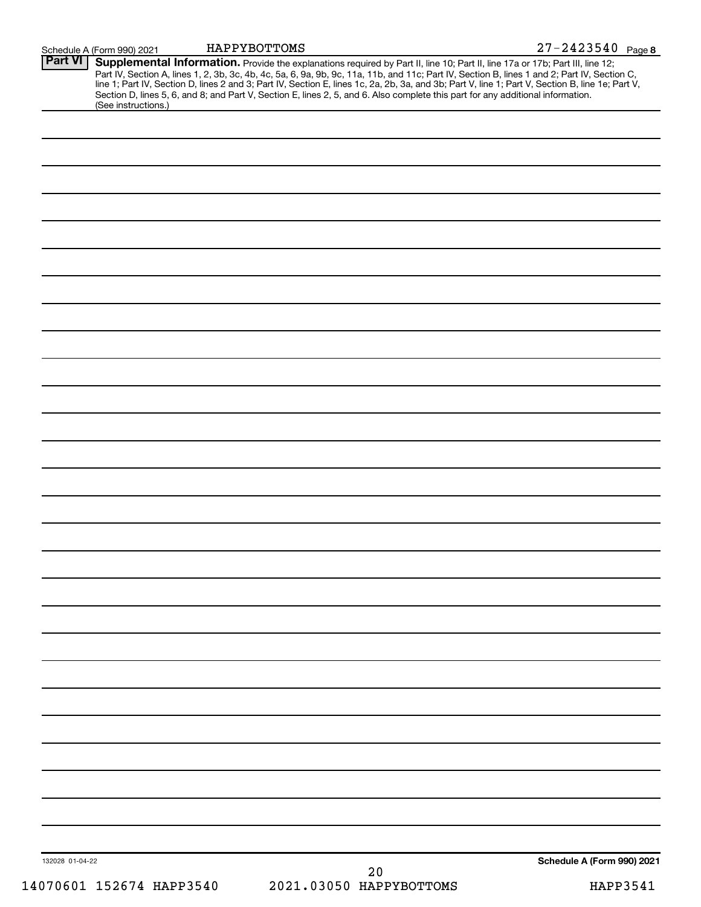**Part VI** **Supplemental Information.** Provide the explanations required by Part II, line 10; Part II, line 17a or 17b; Part III, line 12; Part IV, Section A, lines 1, 2, 3b, 3c, 4b, 4c, 5a, 6, 9a, 9b, 9c, 11a, 11b, and 11c; Part IV, Section B, lines 1 and 2; Part IV, Section C, line 1; Part IV, Section D, lines 2 and 3; Part IV, Section E, lines 1c, 2a, 2b, 3a, and 3b; Part V, line 1; Part V, Section B, line 1e; Part V, Section D, lines 5, 6, and 8; and Part V, Section E, lines 2, 5, and 6. Also complete this part for any additional information. (See instructions.)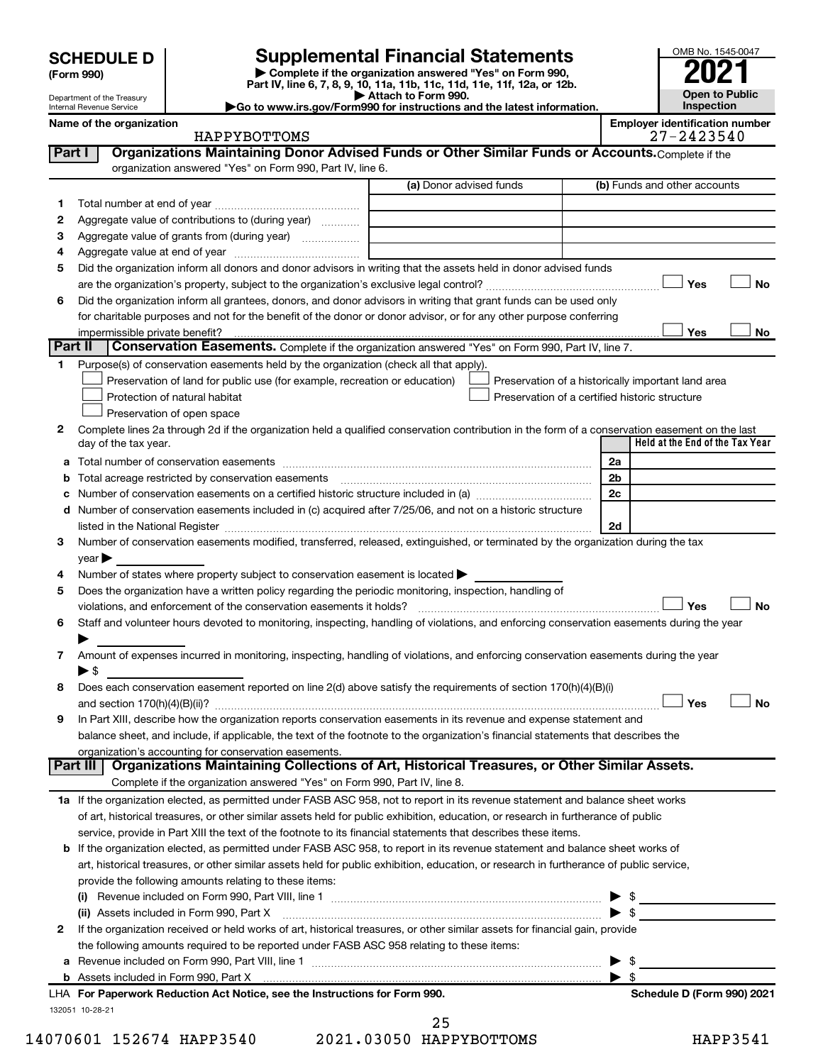**SCHEDULE D (Form 990)**

Department of the Treasury
Internal Revenue Service

# Supplemental Financial Statements

▶ Complete if the organization answered "Yes" on Form 990, Part IV, line 6, 7, 8, 9, 10, 11a, 11b, 11c, 11d, 11e, 11f, 12a, or 12b.
▶ Attach to Form 990.
▶Go to www.irs.gov/Form990 for instructions and the latest information.

OMB No. 1545-0047
**2021**
**Open to Public Inspection**

**Name of the organization**
HAPPYBOTTOMS

**Employer identification number**
27-2423540

## Part I Organizations Maintaining Donor Advised Funds or Other Similar Funds or Accounts.
Complete if the organization answered "Yes" on Form 990, Part IV, line 6.

| | | (a) Donor advised funds | (b) Funds and other accounts |
|---|---|---|---|
| 1 | Total number at end of year | | |
| 2 | Aggregate value of contributions to (during year) | | |
| 3 | Aggregate value of grants from (during year) | | |
| 4 | Aggregate value at end of year | | |

5 Did the organization inform all donors and donor advisors in writing that the assets held in donor advised funds are the organization's property, subject to the organization's exclusive legal control? ☐ Yes ☐ No

6 Did the organization inform all grantees, donors, and donor advisors in writing that grant funds can be used only for charitable purposes and not for the benefit of the donor or donor advisor, or for any other purpose conferring impermissible private benefit? ☐ Yes ☐ No

## Part II Conservation Easements.
Complete if the organization answered "Yes" on Form 990, Part IV, line 7.

1 Purpose(s) of conservation easements held by the organization (check all that apply).
- ☐ Preservation of land for public use (for example, recreation or education)
- ☐ Protection of natural habitat
- ☐ Preservation of open space
- ☐ Preservation of a historically important land area
- ☐ Preservation of a certified historic structure

2 Complete lines 2a through 2d if the organization held a qualified conservation contribution in the form of a conservation easement on the last day of the tax year.

| | | | Held at the End of the Tax Year |
|---|---|---|---|
| a | Total number of conservation easements | 2a | |
| b | Total acreage restricted by conservation easements | 2b | |
| c | Number of conservation easements on a certified historic structure included in (a) | 2c | |
| d | Number of conservation easements included in (c) acquired after 7/25/06, and not on a historic structure listed in the National Register | 2d | |

3 Number of conservation easements modified, transferred, released, extinguished, or terminated by the organization during the tax year ▶

4 Number of states where property subject to conservation easement is located ▶

5 Does the organization have a written policy regarding the periodic monitoring, inspection, handling of violations, and enforcement of the conservation easements it holds? ☐ Yes ☐ No

6 Staff and volunteer hours devoted to monitoring, inspecting, handling of violations, and enforcing conservation easements during the year ▶

7 Amount of expenses incurred in monitoring, inspecting, handling of violations, and enforcing conservation easements during the year ▶ $

8 Does each conservation easement reported on line 2(d) above satisfy the requirements of section 170(h)(4)(B)(i) and section 170(h)(4)(B)(ii)? ☐ Yes ☐ No

9 In Part XIII, describe how the organization reports conservation easements in its revenue and expense statement and balance sheet, and include, if applicable, the text of the footnote to the organization's financial statements that describes the organization's accounting for conservation easements.

## Part III Organizations Maintaining Collections of Art, Historical Treasures, or Other Similar Assets.
Complete if the organization answered "Yes" on Form 990, Part IV, line 8.

1a If the organization elected, as permitted under FASB ASC 958, not to report in its revenue statement and balance sheet works of art, historical treasures, or other similar assets held for public exhibition, education, or research in furtherance of public service, provide in Part XIII the text of the footnote to its financial statements that describes these items.

b If the organization elected, as permitted under FASB ASC 958, to report in its revenue statement and balance sheet works of art, historical treasures, or other similar assets held for public exhibition, education, or research in furtherance of public service, provide the following amounts relating to these items:

(i) Revenue included on Form 990, Part VIII, line 1 ▶ $

(ii) Assets included in Form 990, Part X ▶ $

2 If the organization received or held works of art, historical treasures, or other similar assets for financial gain, provide the following amounts required to be reported under FASB ASC 958 relating to these items:

a Revenue included on Form 990, Part VIII, line 1 ▶ $

b Assets included in Form 990, Part X ▶ $

LHA For Paperwork Reduction Act Notice, see the Instructions for Form 990. Schedule D (Form 990) 2021

132051 10-28-21

14070601 152674 HAPP3540 2021.03050 HAPPYBOTTOMS HAPP3541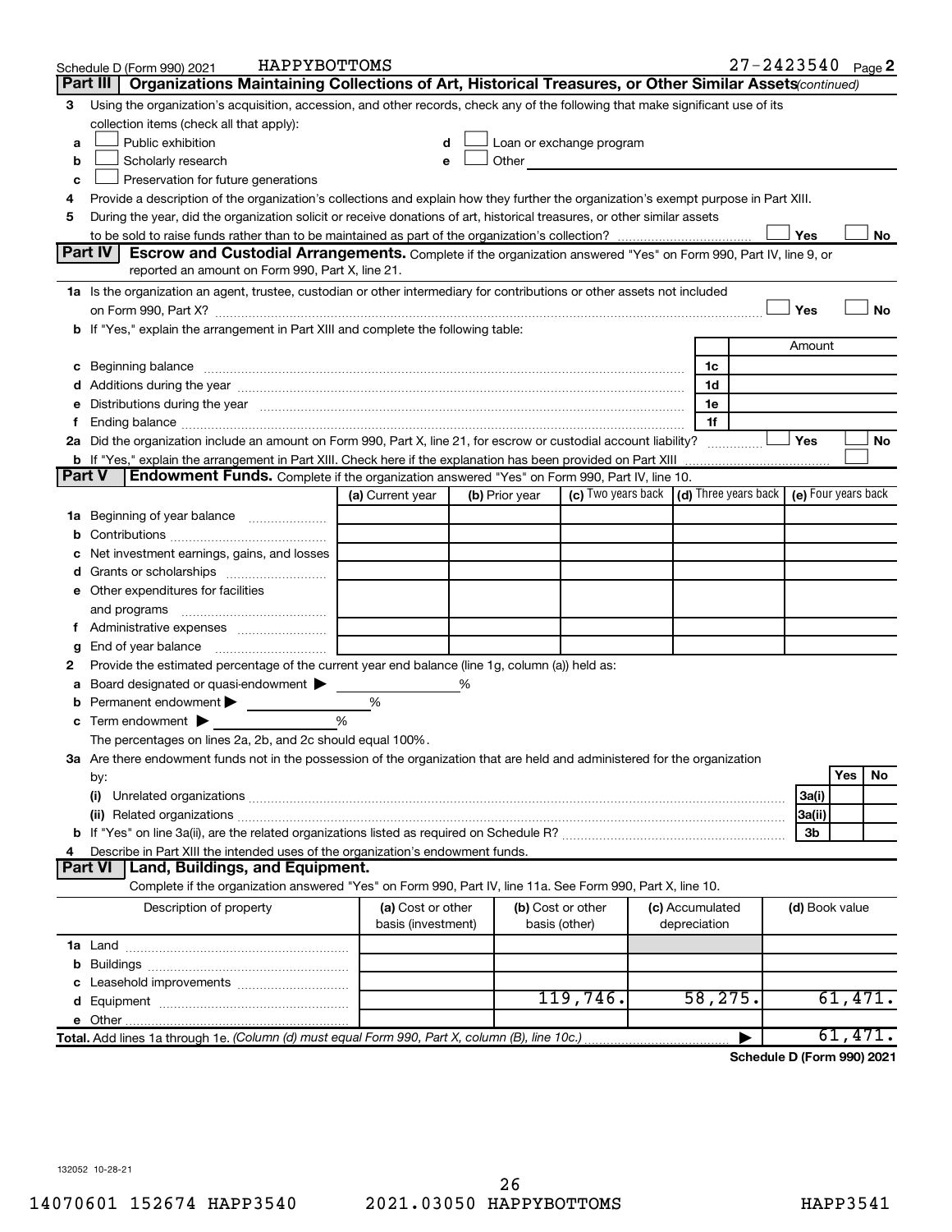Schedule D (Form 990) 2021 HAPPYBOTTOMS 27-2423540 Page 2

## Part III Organizations Maintaining Collections of Art, Historical Treasures, or Other Similar Assets *(continued)*

3 Using the organization's acquisition, accession, and other records, check any of the following that make significant use of its collection items (check all that apply):

- a ☐ Public exhibition
- b ☐ Scholarly research
- c ☐ Preservation for future generations
- d ☐ Loan or exchange program
- e ☐ Other

4 Provide a description of the organization's collections and explain how they further the organization's exempt purpose in Part XIII.

5 During the year, did the organization solicit or receive donations of art, historical treasures, or other similar assets to be sold to raise funds rather than to be maintained as part of the organization's collection? ☐ Yes ☐ No

## Part IV Escrow and Custodial Arrangements.

Complete if the organization answered "Yes" on Form 990, Part IV, line 9, or reported an amount on Form 990, Part X, line 21.

1a Is the organization an agent, trustee, custodian or other intermediary for contributions or other assets not included on Form 990, Part X? ☐ Yes ☐ No

b If "Yes," explain the arrangement in Part XIII and complete the following table:

| | | Amount |
|---|---|---|
| c Beginning balance | 1c | |
| d Additions during the year | 1d | |
| e Distributions during the year | 1e | |
| f Ending balance | 1f | |

2a Did the organization include an amount on Form 990, Part X, line 21, for escrow or custodial account liability? ☐ Yes ☐ No

b If "Yes," explain the arrangement in Part XIII. Check here if the explanation has been provided on Part XIII ☐

## Part V Endowment Funds.

Complete if the organization answered "Yes" on Form 990, Part IV, line 10.

| | (a) Current year | (b) Prior year | (c) Two years back | (d) Three years back | (e) Four years back |
|---|---|---|---|---|---|
| 1a Beginning of year balance | | | | | |
| b Contributions | | | | | |
| c Net investment earnings, gains, and losses | | | | | |
| d Grants or scholarships | | | | | |
| e Other expenditures for facilities and programs | | | | | |
| f Administrative expenses | | | | | |
| g End of year balance | | | | | |

2 Provide the estimated percentage of the current year end balance (line 1g, column (a)) held as:

a Board designated or quasi-endowment ▶ %

b Permanent endowment ▶ %

c Term endowment ▶ %

The percentages on lines 2a, 2b, and 2c should equal 100%.

3a Are there endowment funds not in the possession of the organization that are held and administered for the organization by:

| | | Yes | No |
|---|---|---|---|
| (i) Unrelated organizations | 3a(i) | | |
| (ii) Related organizations | 3a(ii) | | |
| b If "Yes" on line 3a(ii), are the related organizations listed as required on Schedule R? | 3b | | |

4 Describe in Part XIII the intended uses of the organization's endowment funds.

## Part VI Land, Buildings, and Equipment.

Complete if the organization answered "Yes" on Form 990, Part IV, line 11a. See Form 990, Part X, line 10.

| Description of property | (a) Cost or other basis (investment) | (b) Cost or other basis (other) | (c) Accumulated depreciation | (d) Book value |
|---|---|---|---|---|
| 1a Land | | | | |
| b Buildings | | | | |
| c Leasehold improvements | | | | |
| d Equipment | | 119,746. | 58,275. | 61,471. |
| e Other | | | | |
| **Total.** Add lines 1a through 1e. *(Column (d) must equal Form 990, Part X, column (B), line 10c.)* | | | ▶ | 61,471. |

**Schedule D (Form 990) 2021**

132052 10-28-21

14070601 152674 HAPP3540 2021.03050 HAPPYBOTTOMS HAPP3541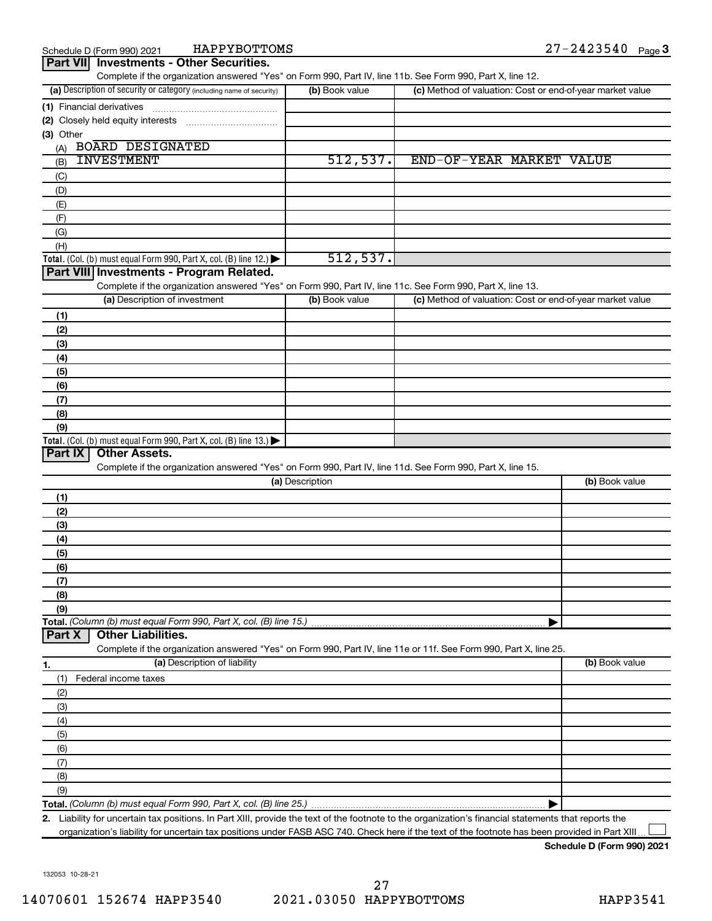Schedule D (Form 990) 2021 HAPPYBOTTOMS 27-2423540 Page 3

## Part VII Investments - Other Securities.

Complete if the organization answered "Yes" on Form 990, Part IV, line 11b. See Form 990, Part X, line 12.

| (a) Description of security or category (including name of security) | (b) Book value | (c) Method of valuation: Cost or end-of-year market value |
|---|---|---|
| (1) Financial derivatives | | |
| (2) Closely held equity interests | | |
| (3) Other | | |
| (A) BOARD DESIGNATED | | |
| (B) INVESTMENT | 512,537. | END-OF-YEAR MARKET VALUE |
| (C) | | |
| (D) | | |
| (E) | | |
| (F) | | |
| (G) | | |
| (H) | | |
| **Total.** (Col. (b) must equal Form 990, Part X, col. (B) line 12.) ▶ | 512,537. | |

## Part VIII Investments - Program Related.

Complete if the organization answered "Yes" on Form 990, Part IV, line 11c. See Form 990, Part X, line 13.

| (a) Description of investment | (b) Book value | (c) Method of valuation: Cost or end-of-year market value |
|---|---|---|
| (1) | | |
| (2) | | |
| (3) | | |
| (4) | | |
| (5) | | |
| (6) | | |
| (7) | | |
| (8) | | |
| (9) | | |
| **Total.** (Col. (b) must equal Form 990, Part X, col. (B) line 13.) ▶ | | |

## Part IX Other Assets.

Complete if the organization answered "Yes" on Form 990, Part IV, line 11d. See Form 990, Part X, line 15.

| (a) Description | (b) Book value |
|---|---|
| (1) | |
| (2) | |
| (3) | |
| (4) | |
| (5) | |
| (6) | |
| (7) | |
| (8) | |
| (9) | |
| **Total.** *(Column (b) must equal Form 990, Part X, col. (B) line 15.)* ▶ | |

## Part X Other Liabilities.

Complete if the organization answered "Yes" on Form 990, Part IV, line 11e or 11f. See Form 990, Part X, line 25.

| 1. (a) Description of liability | (b) Book value |
|---|---|
| (1) Federal income taxes | |
| (2) | |
| (3) | |
| (4) | |
| (5) | |
| (6) | |
| (7) | |
| (8) | |
| (9) | |
| **Total.** *(Column (b) must equal Form 990, Part X, col. (B) line 25.)* ▶ | |

2. Liability for uncertain tax positions. In Part XIII, provide the text of the footnote to the organization's financial statements that reports the organization's liability for uncertain tax positions under FASB ASC 740. Check here if the text of the footnote has been provided in Part XIII ☐

**Schedule D (Form 990) 2021**

132053 10-28-21

14070601 152674 HAPP3540 2021.03050 HAPPYBOTTOMS HAPP3541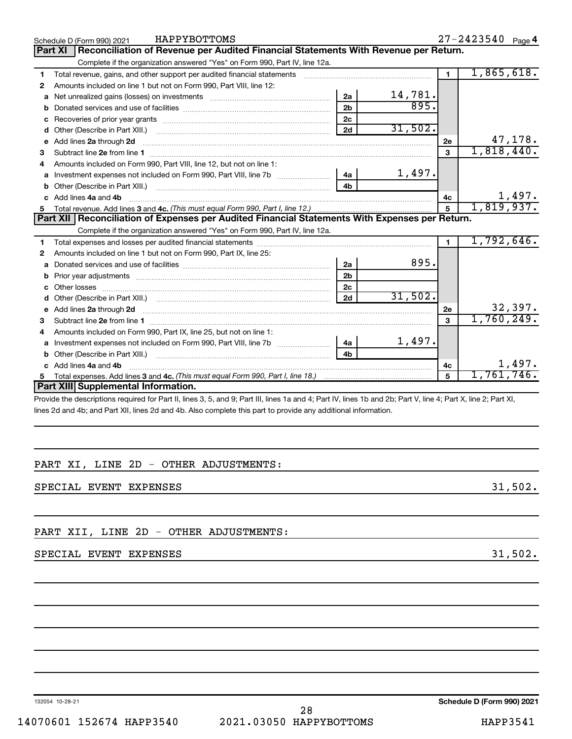Schedule D (Form 990) 2021 HAPPYBOTTOMS 27-2423540 Page 4

## Part XI Reconciliation of Revenue per Audited Financial Statements With Revenue per Return.

Complete if the organization answered "Yes" on Form 990, Part IV, line 12a.

| | | | | | |
|---|---|---|---|---|---|
| 1 | Total revenue, gains, and other support per audited financial statements | | | 1 | 1,865,618. |
| 2 | Amounts included on line 1 but not on Form 990, Part VIII, line 12: | | | | |
| a | Net unrealized gains (losses) on investments | 2a | 14,781. | | |
| b | Donated services and use of facilities | 2b | 895. | | |
| c | Recoveries of prior year grants | 2c | | | |
| d | Other (Describe in Part XIII.) | 2d | 31,502. | | |
| e | Add lines 2a through 2d | | | 2e | 47,178. |
| 3 | Subtract line 2e from line 1 | | | 3 | 1,818,440. |
| 4 | Amounts included on Form 990, Part VIII, line 12, but not on line 1: | | | | |
| a | Investment expenses not included on Form 990, Part VIII, line 7b | 4a | 1,497. | | |
| b | Other (Describe in Part XIII.) | 4b | | | |
| c | Add lines 4a and 4b | | | 4c | 1,497. |
| 5 | Total revenue. Add lines 3 and 4c. *(This must equal Form 990, Part I, line 12.)* | | | 5 | 1,819,937. |

## Part XII Reconciliation of Expenses per Audited Financial Statements With Expenses per Return.

Complete if the organization answered "Yes" on Form 990, Part IV, line 12a.

| | | | | | |
|---|---|---|---|---|---|
| 1 | Total expenses and losses per audited financial statements | | | 1 | 1,792,646. |
| 2 | Amounts included on line 1 but not on Form 990, Part IX, line 25: | | | | |
| a | Donated services and use of facilities | 2a | 895. | | |
| b | Prior year adjustments | 2b | | | |
| c | Other losses | 2c | | | |
| d | Other (Describe in Part XIII.) | 2d | 31,502. | | |
| e | Add lines 2a through 2d | | | 2e | 32,397. |
| 3 | Subtract line 2e from line 1 | | | 3 | 1,760,249. |
| 4 | Amounts included on Form 990, Part IX, line 25, but not on line 1: | | | | |
| a | Investment expenses not included on Form 990, Part VIII, line 7b | 4a | 1,497. | | |
| b | Other (Describe in Part XIII.) | 4b | | | |
| c | Add lines 4a and 4b | | | 4c | 1,497. |
| 5 | Total expenses. Add lines 3 and 4c. *(This must equal Form 990, Part I, line 18.)* | | | 5 | 1,761,746. |

## Part XIII Supplemental Information.

Provide the descriptions required for Part II, lines 3, 5, and 9; Part III, lines 1a and 4; Part IV, lines 1b and 2b; Part V, line 4; Part X, line 2; Part XI, lines 2d and 4b; and Part XII, lines 2d and 4b. Also complete this part to provide any additional information.

PART XI, LINE 2D - OTHER ADJUSTMENTS:

SPECIAL EVENT EXPENSES 31,502.

PART XII, LINE 2D - OTHER ADJUSTMENTS:

SPECIAL EVENT EXPENSES 31,502.

132054 10-28-21 Schedule D (Form 990) 2021

14070601 152674 HAPP3540 2021.03050 HAPPYBOTTOMS HAPP3541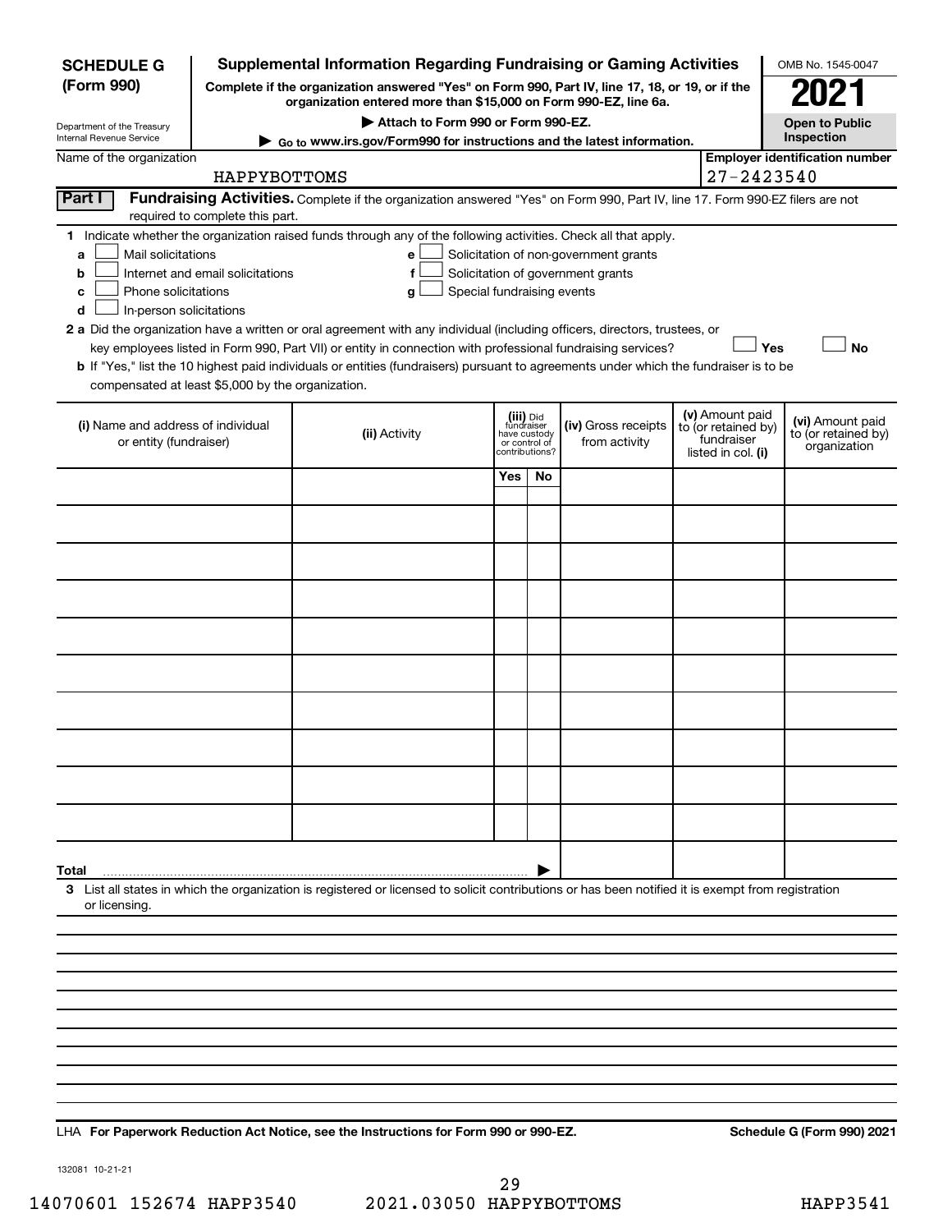**SCHEDULE G (Form 990)**

Department of the Treasury
Internal Revenue Service

# Supplemental Information Regarding Fundraising or Gaming Activities

**Complete if the organization answered "Yes" on Form 990, Part IV, line 17, 18, or 19, or if the organization entered more than $15,000 on Form 990-EZ, line 6a.**

**▶ Attach to Form 990 or Form 990-EZ.**

**▶ Go to www.irs.gov/Form990 for instructions and the latest information.**

OMB No. 1545-0047

**2021**

**Open to Public Inspection**

Name of the organization: HAPPYBOTTOMS

**Employer identification number:** 27-2423540

**Part I** **Fundraising Activities.** Complete if the organization answered "Yes" on Form 990, Part IV, line 17. Form 990-EZ filers are not required to complete this part.

1 Indicate whether the organization raised funds through any of the following activities. Check all that apply.

- a ☐ Mail solicitations
- b ☐ Internet and email solicitations
- c ☐ Phone solicitations
- d ☐ In-person solicitations
- e ☐ Solicitation of non-government grants
- f ☐ Solicitation of government grants
- g ☐ Special fundraising events

**2 a** Did the organization have a written or oral agreement with any individual (including officers, directors, trustees, or key employees listed in Form 990, Part VII) or entity in connection with professional fundraising services? ☐ **Yes** ☐ **No**

**b** If "Yes," list the 10 highest paid individuals or entities (fundraisers) pursuant to agreements under which the fundraiser is to be compensated at least $5,000 by the organization.

| (i) Name and address of individual or entity (fundraiser) | (ii) Activity | (iii) Did fundraiser have custody or control of contributions? Yes | No | (iv) Gross receipts from activity | (v) Amount paid to (or retained by) fundraiser listed in col. (i) | (vi) Amount paid to (or retained by) organization |
|---|---|---|---|---|---|---|
| | | | | | | |
| | | | | | | |
| | | | | | | |
| | | | | | | |
| | | | | | | |
| | | | | | | |
| | | | | | | |
| | | | | | | |
| | | | | | | |
| | | | | | | |
| **Total** ▶ | | | | | | |

**3** List all states in which the organization is registered or licensed to solicit contributions or has been notified it is exempt from registration or licensing.

LHA **For Paperwork Reduction Act Notice, see the Instructions for Form 990 or 990-EZ.** **Schedule G (Form 990) 2021**

132081 10-21-21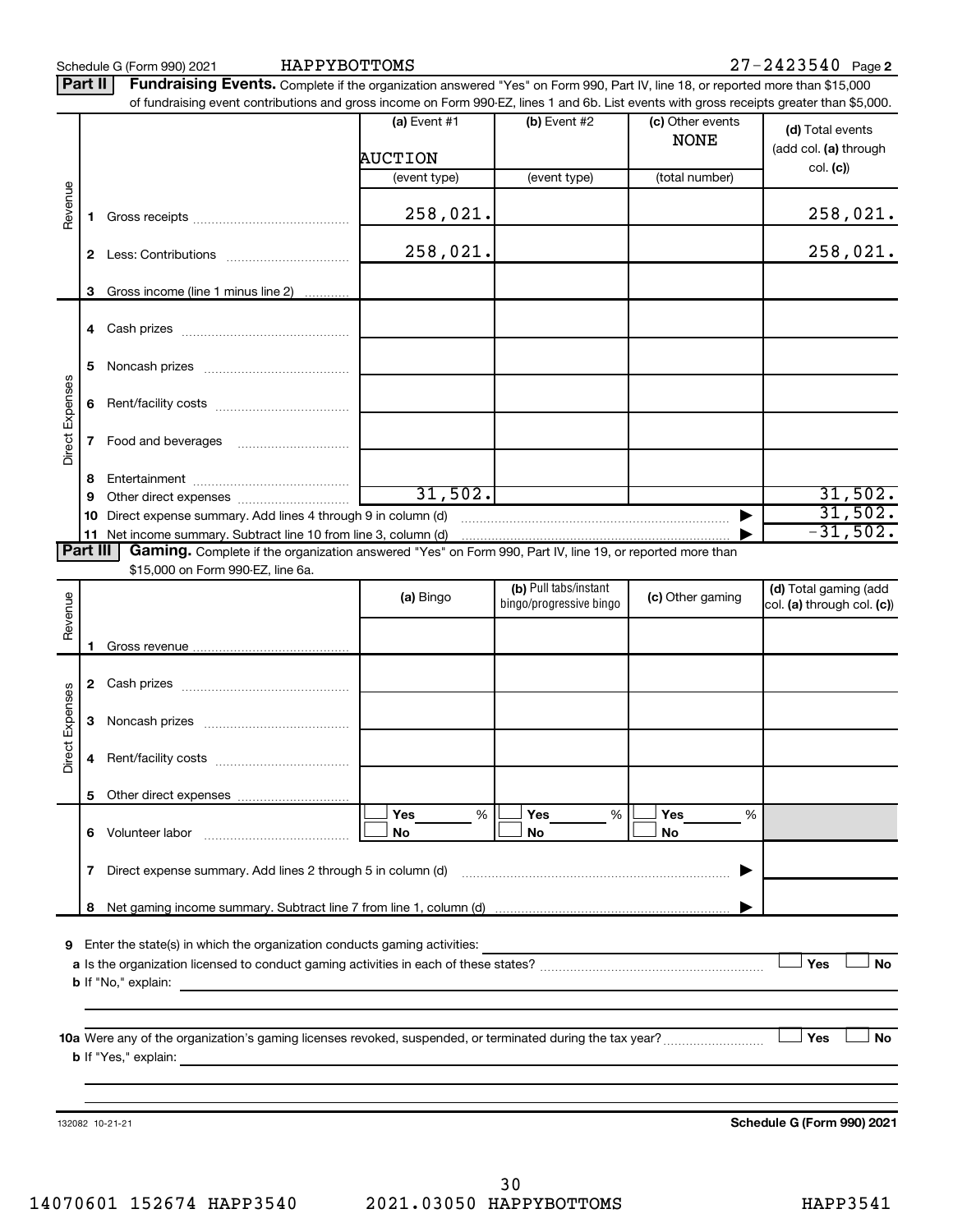Schedule G (Form 990) 2021 HAPPYBOTTOMS 27-2423540 Page **2**

**Part II** **Fundraising Events.** Complete if the organization answered "Yes" on Form 990, Part IV, line 18, or reported more than $15,000 of fundraising event contributions and gross income on Form 990-EZ, lines 1 and 6b. List events with gross receipts greater than $5,000.

| | | (a) Event #1<br>AUCTION<br>(event type) | (b) Event #2<br>(event type) | (c) Other events<br>NONE<br>(total number) | (d) Total events (add col. (a) through col. (c)) |
|---|---|---|---|---|---|
| Revenue | 1 Gross receipts | 258,021. | | | 258,021. |
| | 2 Less: Contributions | 258,021. | | | 258,021. |
| | 3 Gross income (line 1 minus line 2) | | | | |
| Direct Expenses | 4 Cash prizes | | | | |
| | 5 Noncash prizes | | | | |
| | 6 Rent/facility costs | | | | |
| | 7 Food and beverages | | | | |
| | 8 Entertainment | | | | |
| | 9 Other direct expenses | 31,502. | | | 31,502. |
| | 10 Direct expense summary. Add lines 4 through 9 in column (d) | | | | 31,502. |
| | 11 Net income summary. Subtract line 10 from line 3, column (d) | | | | -31,502. |

**Part III** **Gaming.** Complete if the organization answered "Yes" on Form 990, Part IV, line 19, or reported more than $15,000 on Form 990-EZ, line 6a.

| | | (a) Bingo | (b) Pull tabs/instant bingo/progressive bingo | (c) Other gaming | (d) Total gaming (add col. (a) through col. (c)) |
|---|---|---|---|---|---|
| Revenue | 1 Gross revenue | | | | |
| Direct Expenses | 2 Cash prizes | | | | |
| | 3 Noncash prizes | | | | |
| | 4 Rent/facility costs | | | | |
| | 5 Other direct expenses | | | | |
| | 6 Volunteer labor | ☐ Yes ___ %<br>☐ No | ☐ Yes ___ %<br>☐ No | ☐ Yes ___ %<br>☐ No | |
| | 7 Direct expense summary. Add lines 2 through 5 in column (d) | | | | |
| | 8 Net gaming income summary. Subtract line 7 from line 1, column (d) | | | | |

**9** Enter the state(s) in which the organization conducts gaming activities:

**a** Is the organization licensed to conduct gaming activities in each of these states? ☐ Yes ☐ No

**b** If "No," explain:

**10a** Were any of the organization's gaming licenses revoked, suspended, or terminated during the tax year? ☐ Yes ☐ No

**b** If "Yes," explain:

132082 10-21-21 **Schedule G (Form 990) 2021**

14070601 152674 HAPP3540 2021.03050 HAPPYBOTTOMS HAPP3541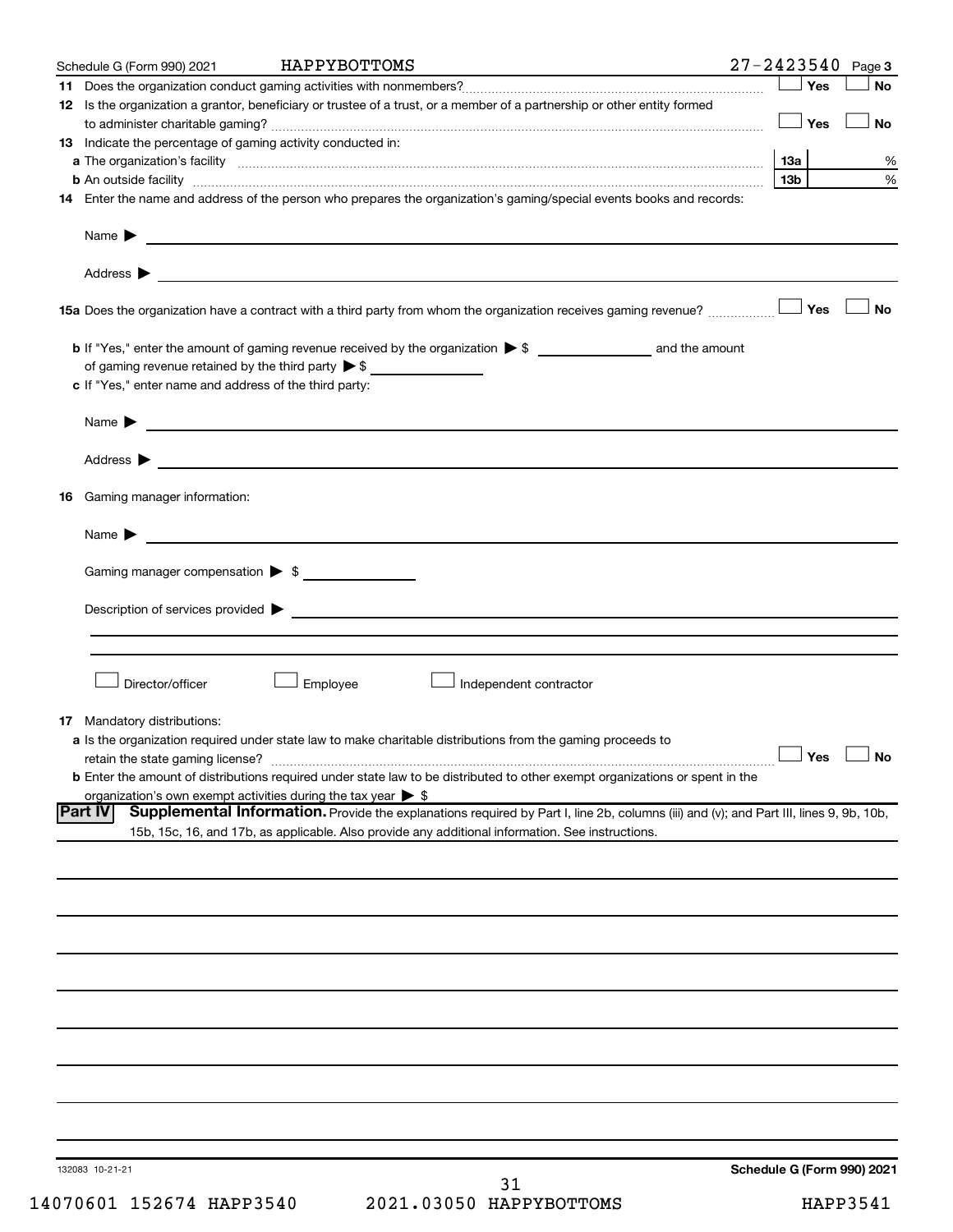Schedule G (Form 990) 2021 HAPPYBOTTOMS 27-2423540 Page **3**

**11** Does the organization conduct gaming activities with nonmembers? ☐ Yes ☐ No

**12** Is the organization a grantor, beneficiary or trustee of a trust, or a member of a partnership or other entity formed to administer charitable gaming? ☐ Yes ☐ No

**13** Indicate the percentage of gaming activity conducted in:

**a** The organization's facility **13a** %

**b** An outside facility **13b** %

**14** Enter the name and address of the person who prepares the organization's gaming/special events books and records:

Name ▶

Address ▶

**15a** Does the organization have a contract with a third party from whom the organization receives gaming revenue? ☐ Yes ☐ No

**b** If "Yes," enter the amount of gaming revenue received by the organization ▶ $ ______ and the amount of gaming revenue retained by the third party ▶ $ ______

**c** If "Yes," enter name and address of the third party:

Name ▶

Address ▶

**16** Gaming manager information:

Name ▶

Gaming manager compensation ▶ $

Description of services provided ▶

☐ Director/officer ☐ Employee ☐ Independent contractor

**17** Mandatory distributions:

**a** Is the organization required under state law to make charitable distributions from the gaming proceeds to retain the state gaming license? ☐ Yes ☐ No

**b** Enter the amount of distributions required under state law to be distributed to other exempt organizations or spent in the organization's own exempt activities during the tax year ▶ $

**Part IV** **Supplemental Information.** Provide the explanations required by Part I, line 2b, columns (iii) and (v); and Part III, lines 9, 9b, 10b, 15b, 15c, 16, and 17b, as applicable. Also provide any additional information. See instructions.

132083 10-21-21 **Schedule G (Form 990) 2021**

14070601 152674 HAPP3540 2021.03050 HAPPYBOTTOMS HAPP3541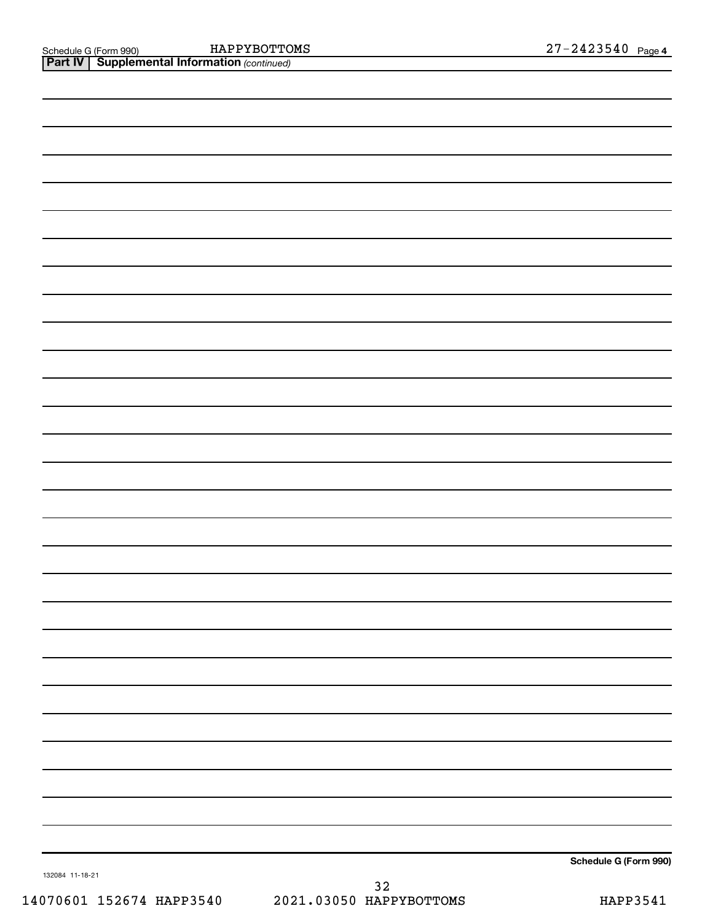## Part IV | Supplemental Information *(continued)*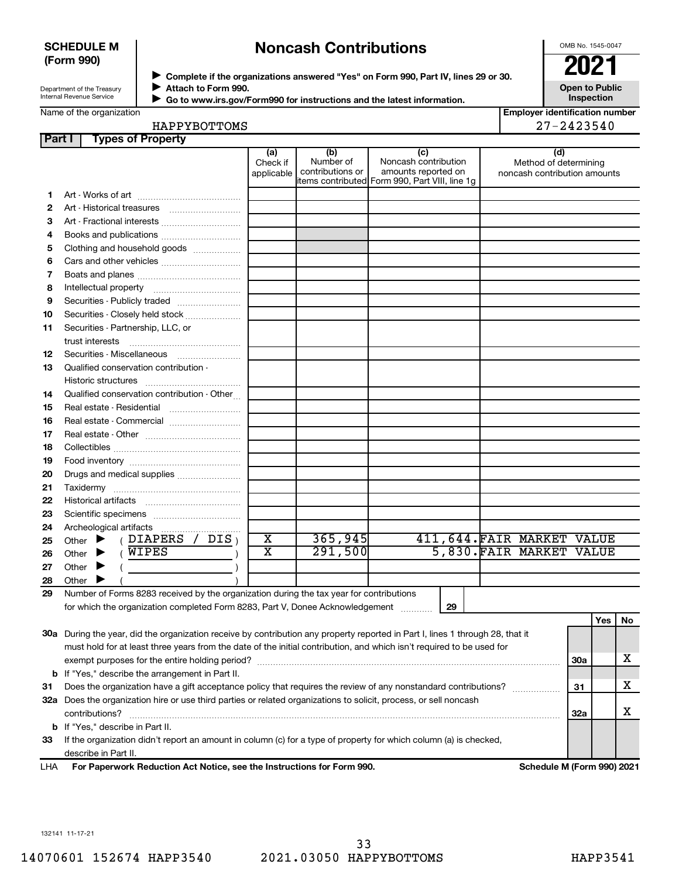**SCHEDULE M (Form 990)**

Department of the Treasury
Internal Revenue Service

# Noncash Contributions

▶ Complete if the organizations answered "Yes" on Form 990, Part IV, lines 29 or 30.
▶ Attach to Form 990.
▶ Go to www.irs.gov/Form990 for instructions and the latest information.

OMB No. 1545-0047

**2021**

**Open to Public Inspection**

Name of the organization: HAPPYBOTTOMS

Employer identification number: 27-2423540

## Part I Types of Property

| | | (a) Check if applicable | (b) Number of contributions or items contributed | (c) Noncash contribution amounts reported on Form 990, Part VIII, line 1g | (d) Method of determining noncash contribution amounts |
|---|---|---|---|---|---|
| 1 | Art - Works of art | | | | |
| 2 | Art - Historical treasures | | | | |
| 3 | Art - Fractional interests | | | | |
| 4 | Books and publications | | | | |
| 5 | Clothing and household goods | | | | |
| 6 | Cars and other vehicles | | | | |
| 7 | Boats and planes | | | | |
| 8 | Intellectual property | | | | |
| 9 | Securities - Publicly traded | | | | |
| 10 | Securities - Closely held stock | | | | |
| 11 | Securities - Partnership, LLC, or trust interests | | | | |
| 12 | Securities - Miscellaneous | | | | |
| 13 | Qualified conservation contribution - Historic structures | | | | |
| 14 | Qualified conservation contribution - Other | | | | |
| 15 | Real estate - Residential | | | | |
| 16 | Real estate - Commercial | | | | |
| 17 | Real estate - Other | | | | |
| 18 | Collectibles | | | | |
| 19 | Food inventory | | | | |
| 20 | Drugs and medical supplies | | | | |
| 21 | Taxidermy | | | | |
| 22 | Historical artifacts | | | | |
| 23 | Scientific specimens | | | | |
| 24 | Archeological artifacts | | | | |
| 25 | Other ▶ ( DIAPERS / DIS ) | X | 365,945 | 411,644. | FAIR MARKET VALUE |
| 26 | Other ▶ ( WIPES ) | X | 291,500 | 5,830. | FAIR MARKET VALUE |
| 27 | Other ▶ ( ) | | | | |
| 28 | Other ▶ ( ) | | | | |

**29** Number of Forms 8283 received by the organization during the tax year for contributions for which the organization completed Form 8283, Part V, Donee Acknowledgement ..... **29**

| | | | Yes | No |
|---|---|---|---|---|
| **30a** | During the year, did the organization receive by contribution any property reported in Part I, lines 1 through 28, that it must hold for at least three years from the date of the initial contribution, and which isn't required to be used for exempt purposes for the entire holding period? | 30a | | X |
| **b** | If "Yes," describe the arrangement in Part II. | | | |
| **31** | Does the organization have a gift acceptance policy that requires the review of any nonstandard contributions? | 31 | | X |
| **32a** | Does the organization hire or use third parties or related organizations to solicit, process, or sell noncash contributions? | 32a | | X |
| **b** | If "Yes," describe in Part II. | | | |
| **33** | If the organization didn't report an amount in column (c) for a type of property for which column (a) is checked, describe in Part II. | | | |

LHA **For Paperwork Reduction Act Notice, see the Instructions for Form 990.** **Schedule M (Form 990) 2021**

132141 11-17-21

14070601 152674 HAPP3540 2021.03050 HAPPYBOTTOMS HAPP3541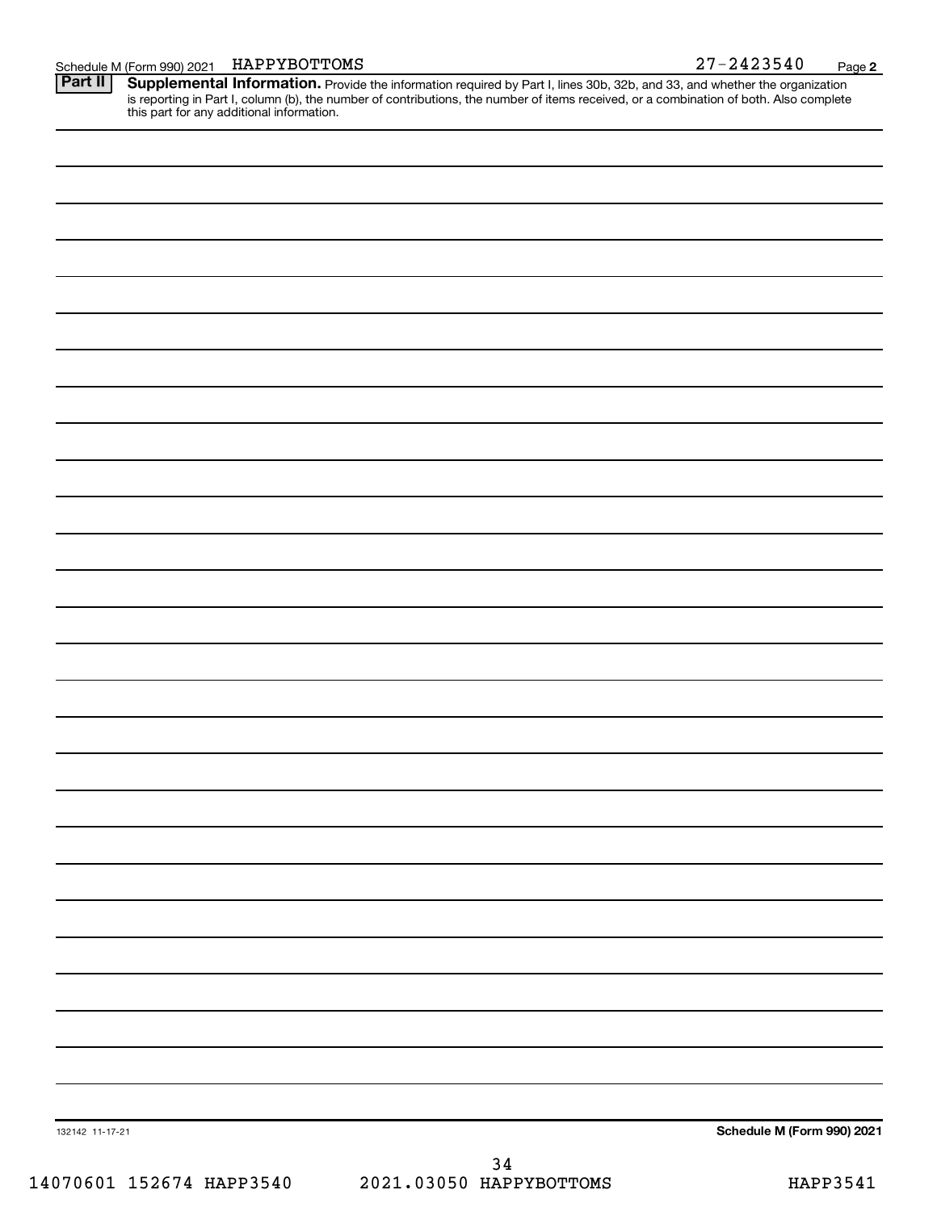Schedule M (Form 990) 2021 HAPPYBOTTOMS 27-2423540 Page **2**

**Part II** **Supplemental Information.** Provide the information required by Part I, lines 30b, 32b, and 33, and whether the organization is reporting in Part I, column (b), the number of contributions, the number of items received, or a combination of both. Also complete this part for any additional information.

132142 11-17-21

**Schedule M (Form 990) 2021**

14070601 152674 HAPP3540 2021.03050 HAPPYBOTTOMS HAPP3541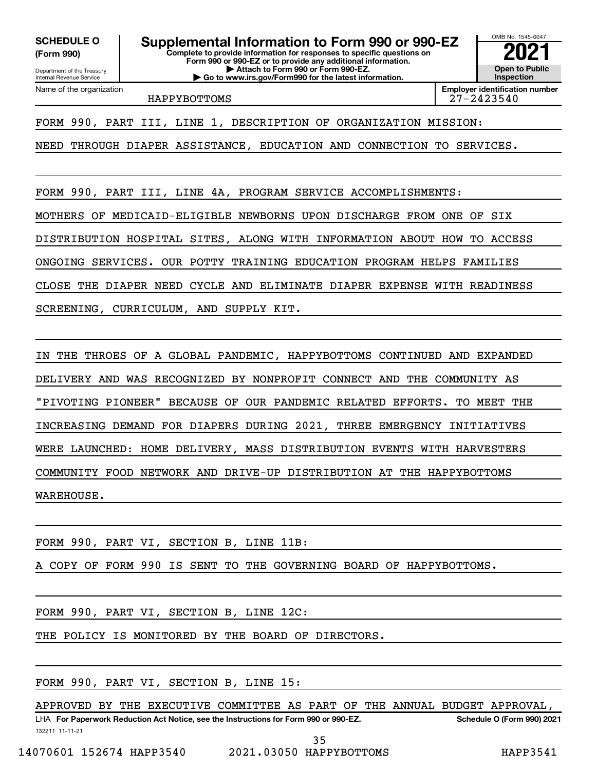**SCHEDULE O (Form 990)**

Department of the Treasury
Internal Revenue Service

# Supplemental Information to Form 990 or 990-EZ

**Complete to provide information for responses to specific questions on Form 990 or 990-EZ or to provide any additional information.**
**▶ Attach to Form 990 or Form 990-EZ.**
**▶ Go to www.irs.gov/Form990 for the latest information.**

OMB No. 1545-0047

**2021**

**Open to Public Inspection**

Name of the organization: HAPPYBOTTOMS

**Employer identification number:** 27-2423540

FORM 990, PART III, LINE 1, DESCRIPTION OF ORGANIZATION MISSION:

NEED THROUGH DIAPER ASSISTANCE, EDUCATION AND CONNECTION TO SERVICES.

FORM 990, PART III, LINE 4A, PROGRAM SERVICE ACCOMPLISHMENTS:

MOTHERS OF MEDICAID-ELIGIBLE NEWBORNS UPON DISCHARGE FROM ONE OF SIX DISTRIBUTION HOSPITAL SITES, ALONG WITH INFORMATION ABOUT HOW TO ACCESS ONGOING SERVICES. OUR POTTY TRAINING EDUCATION PROGRAM HELPS FAMILIES CLOSE THE DIAPER NEED CYCLE AND ELIMINATE DIAPER EXPENSE WITH READINESS SCREENING, CURRICULUM, AND SUPPLY KIT.

IN THE THROES OF A GLOBAL PANDEMIC, HAPPYBOTTOMS CONTINUED AND EXPANDED DELIVERY AND WAS RECOGNIZED BY NONPROFIT CONNECT AND THE COMMUNITY AS "PIVOTING PIONEER" BECAUSE OF OUR PANDEMIC RELATED EFFORTS. TO MEET THE INCREASING DEMAND FOR DIAPERS DURING 2021, THREE EMERGENCY INITIATIVES WERE LAUNCHED: HOME DELIVERY, MASS DISTRIBUTION EVENTS WITH HARVESTERS COMMUNITY FOOD NETWORK AND DRIVE-UP DISTRIBUTION AT THE HAPPYBOTTOMS WAREHOUSE.

FORM 990, PART VI, SECTION B, LINE 11B:

A COPY OF FORM 990 IS SENT TO THE GOVERNING BOARD OF HAPPYBOTTOMS.

FORM 990, PART VI, SECTION B, LINE 12C:

THE POLICY IS MONITORED BY THE BOARD OF DIRECTORS.

FORM 990, PART VI, SECTION B, LINE 15:

APPROVED BY THE EXECUTIVE COMMITTEE AS PART OF THE ANNUAL BUDGET APPROVAL,

LHA **For Paperwork Reduction Act Notice, see the Instructions for Form 990 or 990-EZ.** **Schedule O (Form 990) 2021**

132211 11-11-21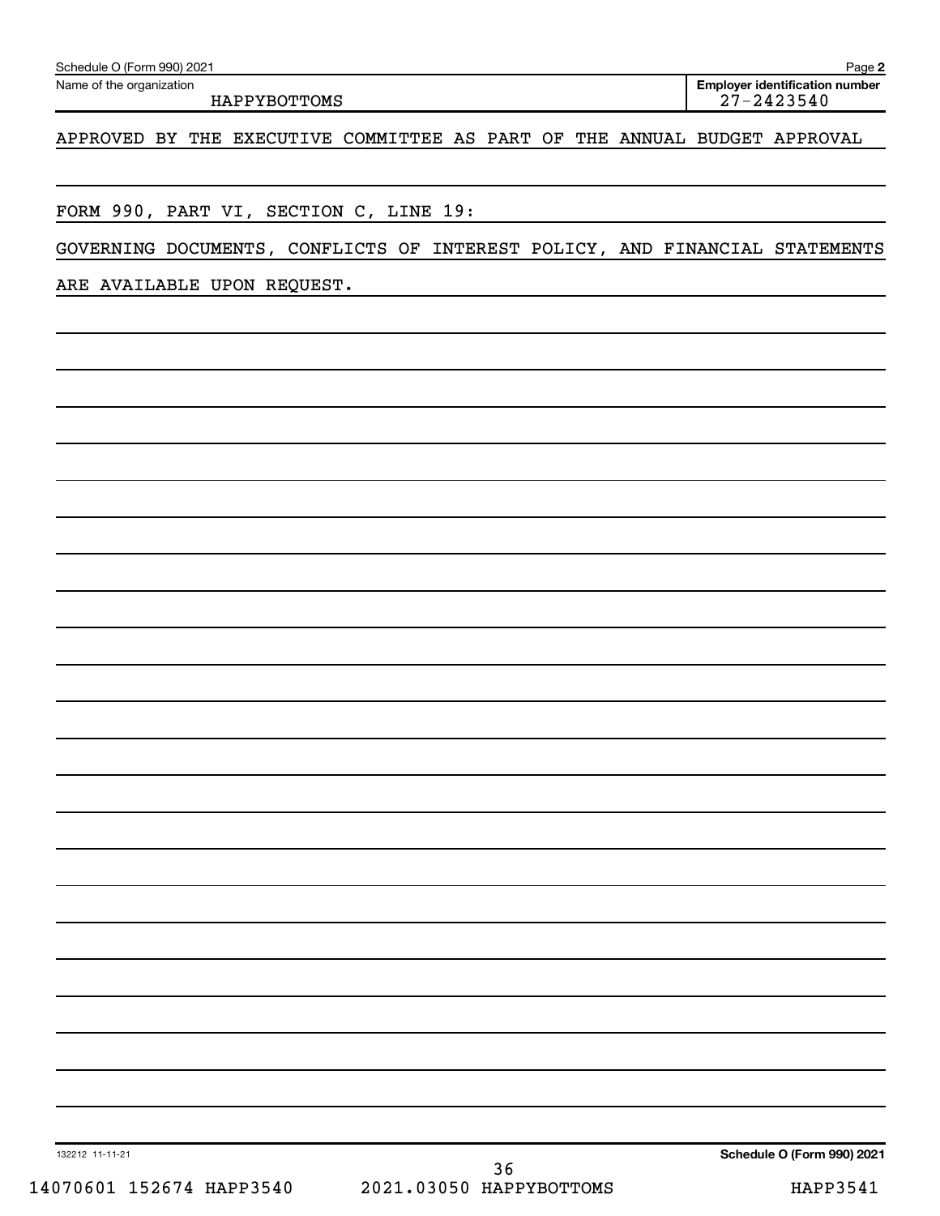Schedule O (Form 990) 2021

Name of the organization: HAPPYBOTTOMS

Employer identification number: 27-2423540

APPROVED BY THE EXECUTIVE COMMITTEE AS PART OF THE ANNUAL BUDGET APPROVAL

FORM 990, PART VI, SECTION C, LINE 19:

GOVERNING DOCUMENTS, CONFLICTS OF INTEREST POLICY, AND FINANCIAL STATEMENTS ARE AVAILABLE UPON REQUEST.